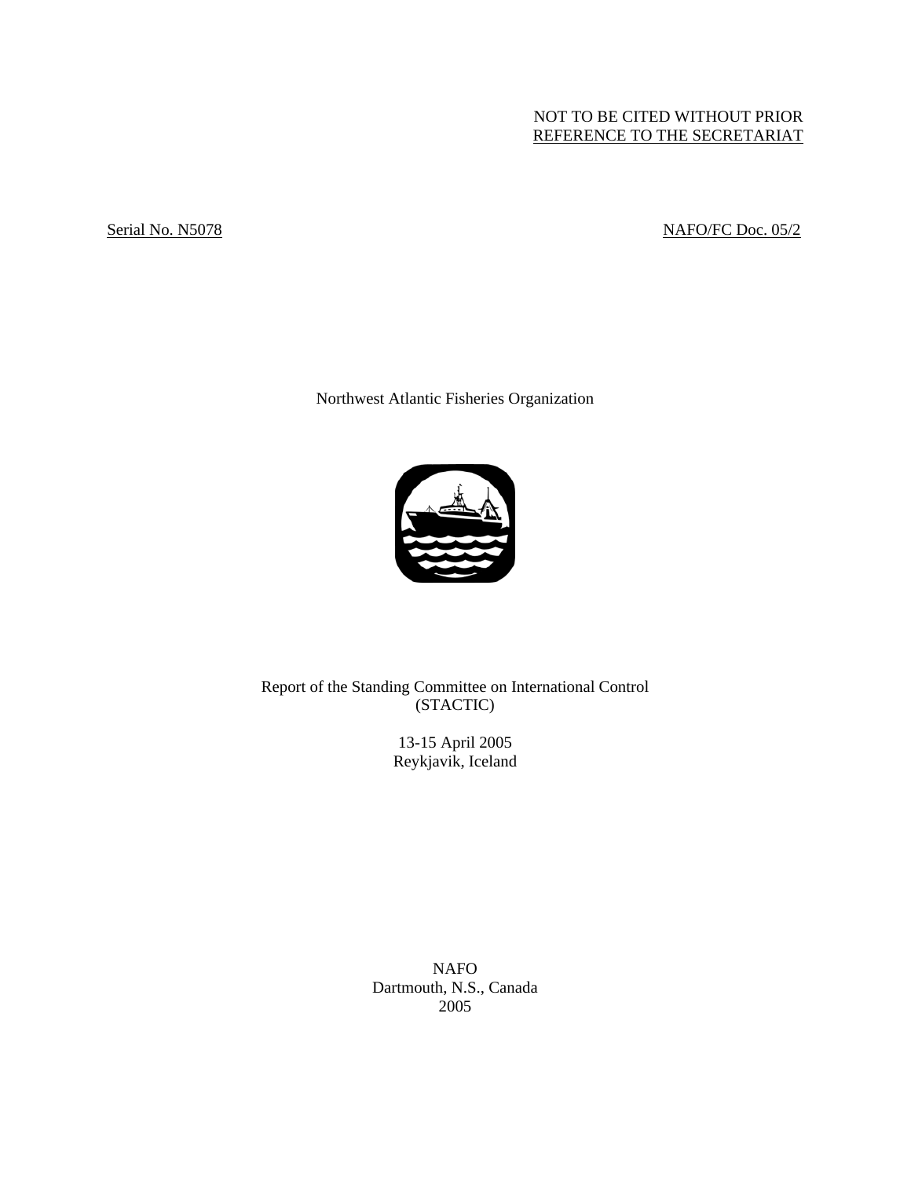NOT TO BE CITED WITHOUT PRIOR
REFERENCE TO THE SECRETARIAT

Serial No. N5078 NAFO/FC Doc. 05/2

Northwest Atlantic Fisheries Organization

# Report of the Standing Committee on International Control (STACTIC)

13-15 April 2005
Reykjavik, Iceland

NAFO
Dartmouth, N.S., Canada
2005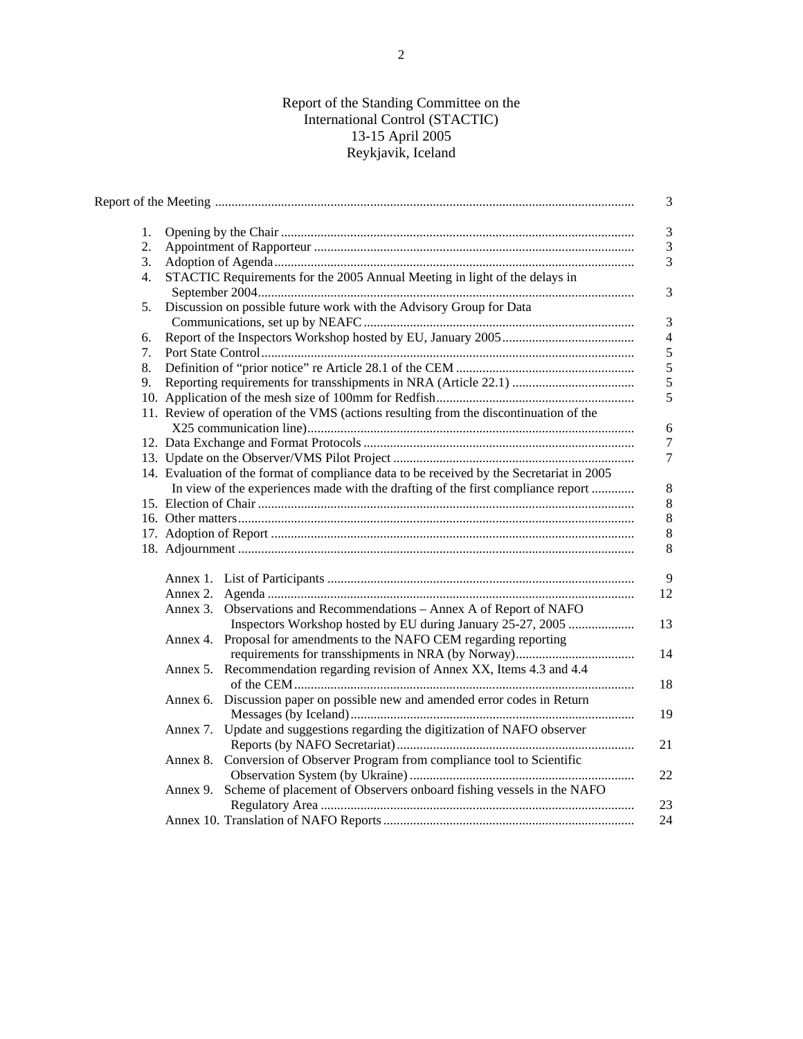# Report of the Standing Committee on the International Control (STACTIC)

13-15 April 2005

Reykjavik, Iceland

| | | |
|---|---|---|
| Report of the Meeting | | 3 |
| 1. | Opening by the Chair | 3 |
| 2. | Appointment of Rapporteur | 3 |
| 3. | Adoption of Agenda | 3 |
| 4. | STACTIC Requirements for the 2005 Annual Meeting in light of the delays in September 2004 | 3 |
| 5. | Discussion on possible future work with the Advisory Group for Data Communications, set up by NEAFC | 3 |
| 6. | Report of the Inspectors Workshop hosted by EU, January 2005 | 4 |
| 7. | Port State Control | 5 |
| 8. | Definition of "prior notice" re Article 28.1 of the CEM | 5 |
| 9. | Reporting requirements for transshipments in NRA (Article 22.1) | 5 |
| 10. | Application of the mesh size of 100mm for Redfish | 5 |
| 11. | Review of operation of the VMS (actions resulting from the discontinuation of the X25 communication line) | 6 |
| 12. | Data Exchange and Format Protocols | 7 |
| 13. | Update on the Observer/VMS Pilot Project | 7 |
| 14. | Evaluation of the format of compliance data to be received by the Secretariat in 2005 In view of the experiences made with the drafting of the first compliance report | 8 |
| 15. | Election of Chair | 8 |
| 16. | Other matters | 8 |
| 17. | Adoption of Report | 8 |
| 18. | Adjournment | 8 |
| Annex 1. | List of Participants | 9 |
| Annex 2. | Agenda | 12 |
| Annex 3. | Observations and Recommendations – Annex A of Report of NAFO Inspectors Workshop hosted by EU during January 25-27, 2005 | 13 |
| Annex 4. | Proposal for amendments to the NAFO CEM regarding reporting requirements for transshipments in NRA (by Norway) | 14 |
| Annex 5. | Recommendation regarding revision of Annex XX, Items 4.3 and 4.4 of the CEM | 18 |
| Annex 6. | Discussion paper on possible new and amended error codes in Return Messages (by Iceland) | 19 |
| Annex 7. | Update and suggestions regarding the digitization of NAFO observer Reports (by NAFO Secretariat) | 21 |
| Annex 8. | Conversion of Observer Program from compliance tool to Scientific Observation System (by Ukraine) | 22 |
| Annex 9. | Scheme of placement of Observers onboard fishing vessels in the NAFO Regulatory Area | 23 |
| Annex 10. | Translation of NAFO Reports | 24 |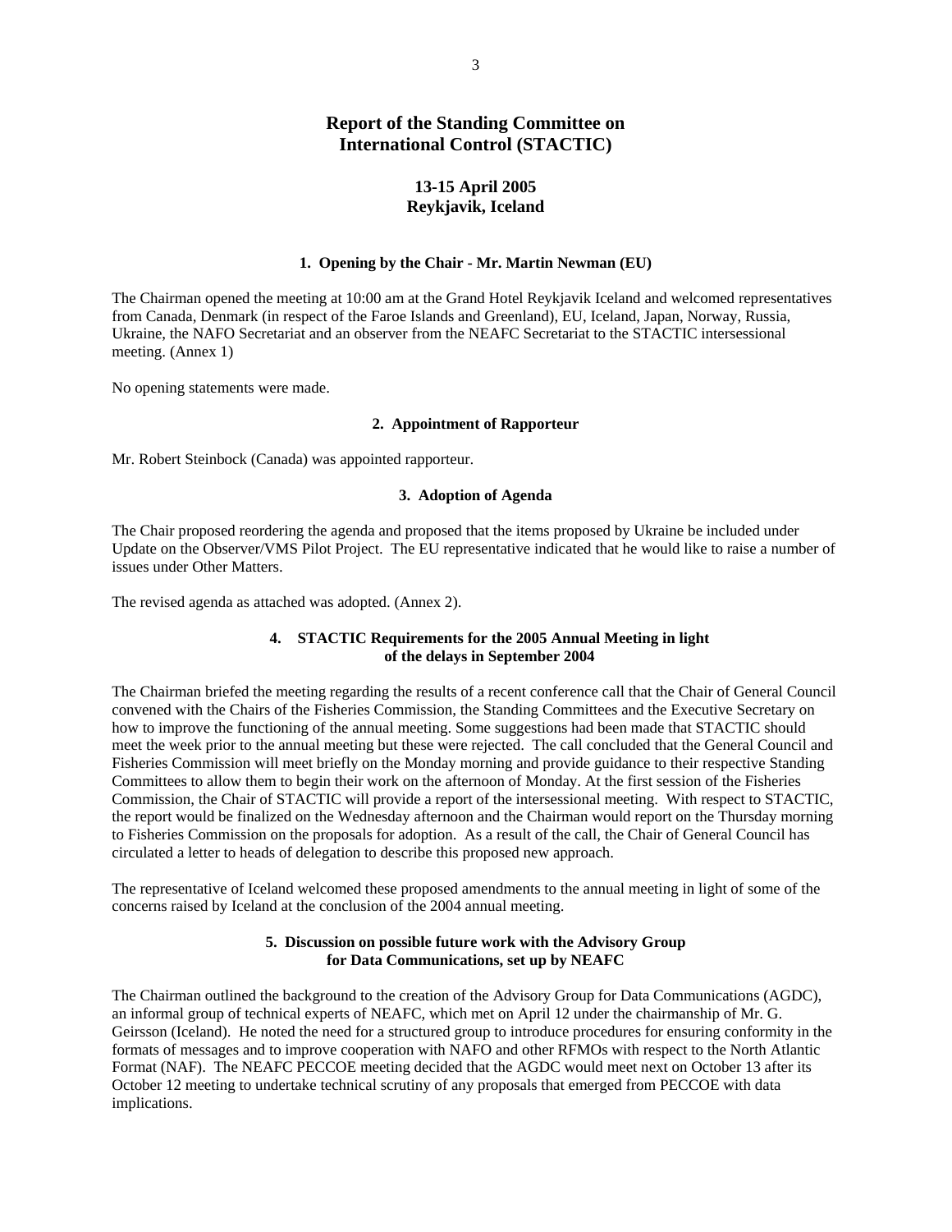# Report of the Standing Committee on International Control (STACTIC)

## 13-15 April 2005
## Reykjavik, Iceland

### 1. Opening by the Chair - Mr. Martin Newman (EU)

The Chairman opened the meeting at 10:00 am at the Grand Hotel Reykjavik Iceland and welcomed representatives from Canada, Denmark (in respect of the Faroe Islands and Greenland), EU, Iceland, Japan, Norway, Russia, Ukraine, the NAFO Secretariat and an observer from the NEAFC Secretariat to the STACTIC intersessional meeting. (Annex 1)

No opening statements were made.

### 2. Appointment of Rapporteur

Mr. Robert Steinbock (Canada) was appointed rapporteur.

### 3. Adoption of Agenda

The Chair proposed reordering the agenda and proposed that the items proposed by Ukraine be included under Update on the Observer/VMS Pilot Project. The EU representative indicated that he would like to raise a number of issues under Other Matters.

The revised agenda as attached was adopted. (Annex 2).

### 4. STACTIC Requirements for the 2005 Annual Meeting in light of the delays in September 2004

The Chairman briefed the meeting regarding the results of a recent conference call that the Chair of General Council convened with the Chairs of the Fisheries Commission, the Standing Committees and the Executive Secretary on how to improve the functioning of the annual meeting. Some suggestions had been made that STACTIC should meet the week prior to the annual meeting but these were rejected. The call concluded that the General Council and Fisheries Commission will meet briefly on the Monday morning and provide guidance to their respective Standing Committees to allow them to begin their work on the afternoon of Monday. At the first session of the Fisheries Commission, the Chair of STACTIC will provide a report of the intersessional meeting. With respect to STACTIC, the report would be finalized on the Wednesday afternoon and the Chairman would report on the Thursday morning to Fisheries Commission on the proposals for adoption. As a result of the call, the Chair of General Council has circulated a letter to heads of delegation to describe this proposed new approach.

The representative of Iceland welcomed these proposed amendments to the annual meeting in light of some of the concerns raised by Iceland at the conclusion of the 2004 annual meeting.

### 5. Discussion on possible future work with the Advisory Group for Data Communications, set up by NEAFC

The Chairman outlined the background to the creation of the Advisory Group for Data Communications (AGDC), an informal group of technical experts of NEAFC, which met on April 12 under the chairmanship of Mr. G. Geirsson (Iceland). He noted the need for a structured group to introduce procedures for ensuring conformity in the formats of messages and to improve cooperation with NAFO and other RFMOs with respect to the North Atlantic Format (NAF). The NEAFC PECCOE meeting decided that the AGDC would meet next on October 13 after its October 12 meeting to undertake technical scrutiny of any proposals that emerged from PECCOE with data implications.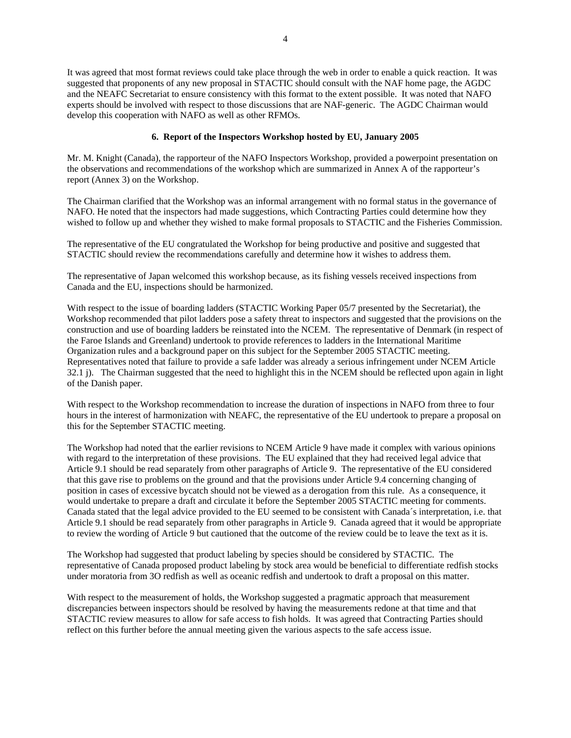It was agreed that most format reviews could take place through the web in order to enable a quick reaction. It was suggested that proponents of any new proposal in STACTIC should consult with the NAF home page, the AGDC and the NEAFC Secretariat to ensure consistency with this format to the extent possible. It was noted that NAFO experts should be involved with respect to those discussions that are NAF-generic. The AGDC Chairman would develop this cooperation with NAFO as well as other RFMOs.

### 6. Report of the Inspectors Workshop hosted by EU, January 2005

Mr. M. Knight (Canada), the rapporteur of the NAFO Inspectors Workshop, provided a powerpoint presentation on the observations and recommendations of the workshop which are summarized in Annex A of the rapporteur's report (Annex 3) on the Workshop.

The Chairman clarified that the Workshop was an informal arrangement with no formal status in the governance of NAFO. He noted that the inspectors had made suggestions, which Contracting Parties could determine how they wished to follow up and whether they wished to make formal proposals to STACTIC and the Fisheries Commission.

The representative of the EU congratulated the Workshop for being productive and positive and suggested that STACTIC should review the recommendations carefully and determine how it wishes to address them.

The representative of Japan welcomed this workshop because, as its fishing vessels received inspections from Canada and the EU, inspections should be harmonized.

With respect to the issue of boarding ladders (STACTIC Working Paper 05/7 presented by the Secretariat), the Workshop recommended that pilot ladders pose a safety threat to inspectors and suggested that the provisions on the construction and use of boarding ladders be reinstated into the NCEM. The representative of Denmark (in respect of the Faroe Islands and Greenland) undertook to provide references to ladders in the International Maritime Organization rules and a background paper on this subject for the September 2005 STACTIC meeting. Representatives noted that failure to provide a safe ladder was already a serious infringement under NCEM Article 32.1 j). The Chairman suggested that the need to highlight this in the NCEM should be reflected upon again in light of the Danish paper.

With respect to the Workshop recommendation to increase the duration of inspections in NAFO from three to four hours in the interest of harmonization with NEAFC, the representative of the EU undertook to prepare a proposal on this for the September STACTIC meeting.

The Workshop had noted that the earlier revisions to NCEM Article 9 have made it complex with various opinions with regard to the interpretation of these provisions. The EU explained that they had received legal advice that Article 9.1 should be read separately from other paragraphs of Article 9. The representative of the EU considered that this gave rise to problems on the ground and that the provisions under Article 9.4 concerning changing of position in cases of excessive bycatch should not be viewed as a derogation from this rule. As a consequence, it would undertake to prepare a draft and circulate it before the September 2005 STACTIC meeting for comments. Canada stated that the legal advice provided to the EU seemed to be consistent with Canada´s interpretation, i.e. that Article 9.1 should be read separately from other paragraphs in Article 9. Canada agreed that it would be appropriate to review the wording of Article 9 but cautioned that the outcome of the review could be to leave the text as it is.

The Workshop had suggested that product labeling by species should be considered by STACTIC. The representative of Canada proposed product labeling by stock area would be beneficial to differentiate redfish stocks under moratoria from 3O redfish as well as oceanic redfish and undertook to draft a proposal on this matter.

With respect to the measurement of holds, the Workshop suggested a pragmatic approach that measurement discrepancies between inspectors should be resolved by having the measurements redone at that time and that STACTIC review measures to allow for safe access to fish holds. It was agreed that Contracting Parties should reflect on this further before the annual meeting given the various aspects to the safe access issue.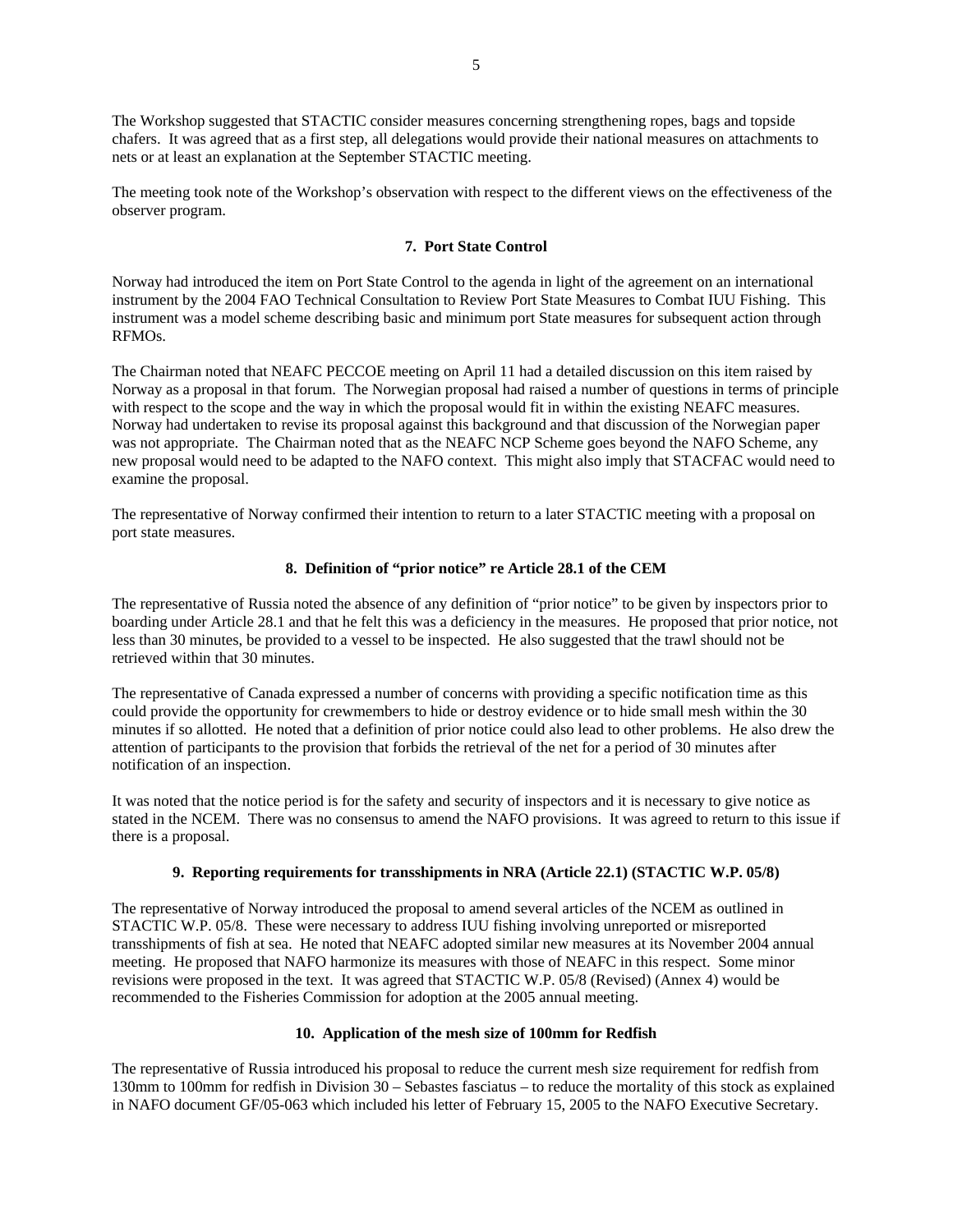The Workshop suggested that STACTIC consider measures concerning strengthening ropes, bags and topside chafers. It was agreed that as a first step, all delegations would provide their national measures on attachments to nets or at least an explanation at the September STACTIC meeting.

The meeting took note of the Workshop's observation with respect to the different views on the effectiveness of the observer program.

### 7. Port State Control

Norway had introduced the item on Port State Control to the agenda in light of the agreement on an international instrument by the 2004 FAO Technical Consultation to Review Port State Measures to Combat IUU Fishing. This instrument was a model scheme describing basic and minimum port State measures for subsequent action through RFMOs.

The Chairman noted that NEAFC PECCOE meeting on April 11 had a detailed discussion on this item raised by Norway as a proposal in that forum. The Norwegian proposal had raised a number of questions in terms of principle with respect to the scope and the way in which the proposal would fit in within the existing NEAFC measures. Norway had undertaken to revise its proposal against this background and that discussion of the Norwegian paper was not appropriate. The Chairman noted that as the NEAFC NCP Scheme goes beyond the NAFO Scheme, any new proposal would need to be adapted to the NAFO context. This might also imply that STACFAC would need to examine the proposal.

The representative of Norway confirmed their intention to return to a later STACTIC meeting with a proposal on port state measures.

### 8. Definition of "prior notice" re Article 28.1 of the CEM

The representative of Russia noted the absence of any definition of "prior notice" to be given by inspectors prior to boarding under Article 28.1 and that he felt this was a deficiency in the measures. He proposed that prior notice, not less than 30 minutes, be provided to a vessel to be inspected. He also suggested that the trawl should not be retrieved within that 30 minutes.

The representative of Canada expressed a number of concerns with providing a specific notification time as this could provide the opportunity for crewmembers to hide or destroy evidence or to hide small mesh within the 30 minutes if so allotted. He noted that a definition of prior notice could also lead to other problems. He also drew the attention of participants to the provision that forbids the retrieval of the net for a period of 30 minutes after notification of an inspection.

It was noted that the notice period is for the safety and security of inspectors and it is necessary to give notice as stated in the NCEM. There was no consensus to amend the NAFO provisions. It was agreed to return to this issue if there is a proposal.

### 9. Reporting requirements for transshipments in NRA (Article 22.1) (STACTIC W.P. 05/8)

The representative of Norway introduced the proposal to amend several articles of the NCEM as outlined in STACTIC W.P. 05/8. These were necessary to address IUU fishing involving unreported or misreported transshipments of fish at sea. He noted that NEAFC adopted similar new measures at its November 2004 annual meeting. He proposed that NAFO harmonize its measures with those of NEAFC in this respect. Some minor revisions were proposed in the text. It was agreed that STACTIC W.P. 05/8 (Revised) (Annex 4) would be recommended to the Fisheries Commission for adoption at the 2005 annual meeting.

### 10. Application of the mesh size of 100mm for Redfish

The representative of Russia introduced his proposal to reduce the current mesh size requirement for redfish from 130mm to 100mm for redfish in Division 3O – Sebastes fasciatus – to reduce the mortality of this stock as explained in NAFO document GF/05-063 which included his letter of February 15, 2005 to the NAFO Executive Secretary.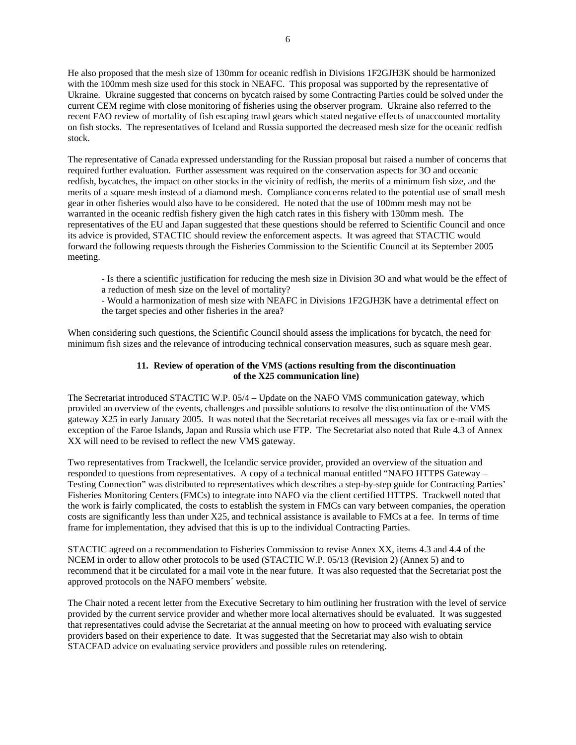He also proposed that the mesh size of 130mm for oceanic redfish in Divisions 1F2GJH3K should be harmonized with the 100mm mesh size used for this stock in NEAFC. This proposal was supported by the representative of Ukraine. Ukraine suggested that concerns on bycatch raised by some Contracting Parties could be solved under the current CEM regime with close monitoring of fisheries using the observer program. Ukraine also referred to the recent FAO review of mortality of fish escaping trawl gears which stated negative effects of unaccounted mortality on fish stocks. The representatives of Iceland and Russia supported the decreased mesh size for the oceanic redfish stock.

The representative of Canada expressed understanding for the Russian proposal but raised a number of concerns that required further evaluation. Further assessment was required on the conservation aspects for 3O and oceanic redfish, bycatches, the impact on other stocks in the vicinity of redfish, the merits of a minimum fish size, and the merits of a square mesh instead of a diamond mesh. Compliance concerns related to the potential use of small mesh gear in other fisheries would also have to be considered. He noted that the use of 100mm mesh may not be warranted in the oceanic redfish fishery given the high catch rates in this fishery with 130mm mesh. The representatives of the EU and Japan suggested that these questions should be referred to Scientific Council and once its advice is provided, STACTIC should review the enforcement aspects. It was agreed that STACTIC would forward the following requests through the Fisheries Commission to the Scientific Council at its September 2005 meeting.

- Is there a scientific justification for reducing the mesh size in Division 3O and what would be the effect of a reduction of mesh size on the level of mortality?
- Would a harmonization of mesh size with NEAFC in Divisions 1F2GJH3K have a detrimental effect on the target species and other fisheries in the area?

When considering such questions, the Scientific Council should assess the implications for bycatch, the need for minimum fish sizes and the relevance of introducing technical conservation measures, such as square mesh gear.

### 11. Review of operation of the VMS (actions resulting from the discontinuation of the X25 communication line)

The Secretariat introduced STACTIC W.P. 05/4 – Update on the NAFO VMS communication gateway, which provided an overview of the events, challenges and possible solutions to resolve the discontinuation of the VMS gateway X25 in early January 2005. It was noted that the Secretariat receives all messages via fax or e-mail with the exception of the Faroe Islands, Japan and Russia which use FTP. The Secretariat also noted that Rule 4.3 of Annex XX will need to be revised to reflect the new VMS gateway.

Two representatives from Trackwell, the Icelandic service provider, provided an overview of the situation and responded to questions from representatives. A copy of a technical manual entitled "NAFO HTTPS Gateway – Testing Connection" was distributed to representatives which describes a step-by-step guide for Contracting Parties' Fisheries Monitoring Centers (FMCs) to integrate into NAFO via the client certified HTTPS. Trackwell noted that the work is fairly complicated, the costs to establish the system in FMCs can vary between companies, the operation costs are significantly less than under X25, and technical assistance is available to FMCs at a fee. In terms of time frame for implementation, they advised that this is up to the individual Contracting Parties.

STACTIC agreed on a recommendation to Fisheries Commission to revise Annex XX, items 4.3 and 4.4 of the NCEM in order to allow other protocols to be used (STACTIC W.P. 05/13 (Revision 2) (Annex 5) and to recommend that it be circulated for a mail vote in the near future. It was also requested that the Secretariat post the approved protocols on the NAFO members´ website.

The Chair noted a recent letter from the Executive Secretary to him outlining her frustration with the level of service provided by the current service provider and whether more local alternatives should be evaluated. It was suggested that representatives could advise the Secretariat at the annual meeting on how to proceed with evaluating service providers based on their experience to date. It was suggested that the Secretariat may also wish to obtain STACFAD advice on evaluating service providers and possible rules on retendering.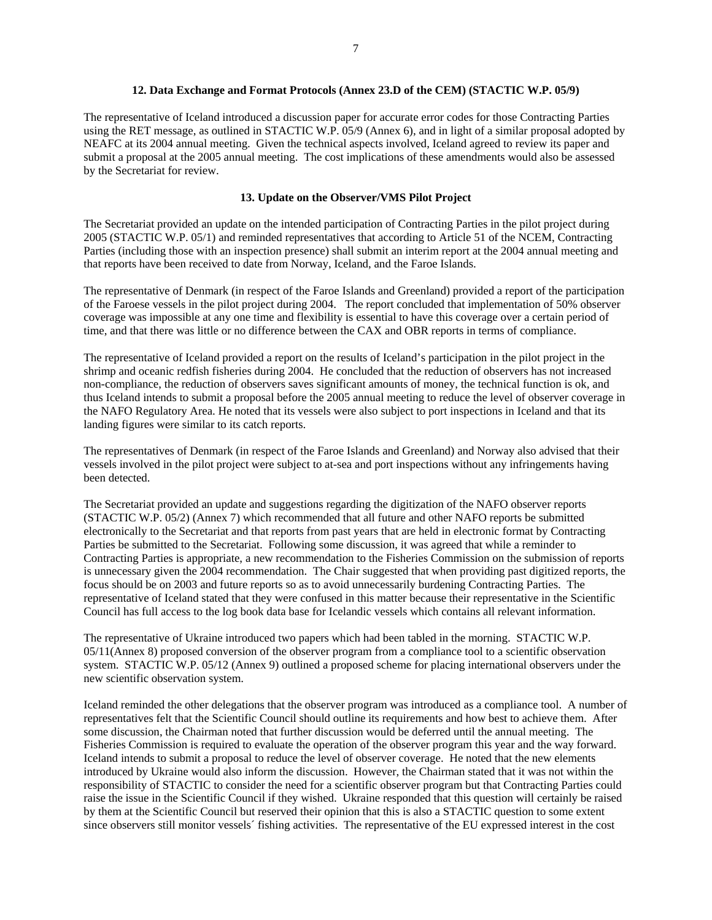### 12. Data Exchange and Format Protocols (Annex 23.D of the CEM) (STACTIC W.P. 05/9)

The representative of Iceland introduced a discussion paper for accurate error codes for those Contracting Parties using the RET message, as outlined in STACTIC W.P. 05/9 (Annex 6), and in light of a similar proposal adopted by NEAFC at its 2004 annual meeting. Given the technical aspects involved, Iceland agreed to review its paper and submit a proposal at the 2005 annual meeting. The cost implications of these amendments would also be assessed by the Secretariat for review.

### 13. Update on the Observer/VMS Pilot Project

The Secretariat provided an update on the intended participation of Contracting Parties in the pilot project during 2005 (STACTIC W.P. 05/1) and reminded representatives that according to Article 51 of the NCEM, Contracting Parties (including those with an inspection presence) shall submit an interim report at the 2004 annual meeting and that reports have been received to date from Norway, Iceland, and the Faroe Islands.

The representative of Denmark (in respect of the Faroe Islands and Greenland) provided a report of the participation of the Faroese vessels in the pilot project during 2004. The report concluded that implementation of 50% observer coverage was impossible at any one time and flexibility is essential to have this coverage over a certain period of time, and that there was little or no difference between the CAX and OBR reports in terms of compliance.

The representative of Iceland provided a report on the results of Iceland's participation in the pilot project in the shrimp and oceanic redfish fisheries during 2004. He concluded that the reduction of observers has not increased non-compliance, the reduction of observers saves significant amounts of money, the technical function is ok, and thus Iceland intends to submit a proposal before the 2005 annual meeting to reduce the level of observer coverage in the NAFO Regulatory Area. He noted that its vessels were also subject to port inspections in Iceland and that its landing figures were similar to its catch reports.

The representatives of Denmark (in respect of the Faroe Islands and Greenland) and Norway also advised that their vessels involved in the pilot project were subject to at-sea and port inspections without any infringements having been detected.

The Secretariat provided an update and suggestions regarding the digitization of the NAFO observer reports (STACTIC W.P. 05/2) (Annex 7) which recommended that all future and other NAFO reports be submitted electronically to the Secretariat and that reports from past years that are held in electronic format by Contracting Parties be submitted to the Secretariat. Following some discussion, it was agreed that while a reminder to Contracting Parties is appropriate, a new recommendation to the Fisheries Commission on the submission of reports is unnecessary given the 2004 recommendation. The Chair suggested that when providing past digitized reports, the focus should be on 2003 and future reports so as to avoid unnecessarily burdening Contracting Parties. The representative of Iceland stated that they were confused in this matter because their representative in the Scientific Council has full access to the log book data base for Icelandic vessels which contains all relevant information.

The representative of Ukraine introduced two papers which had been tabled in the morning. STACTIC W.P. 05/11(Annex 8) proposed conversion of the observer program from a compliance tool to a scientific observation system. STACTIC W.P. 05/12 (Annex 9) outlined a proposed scheme for placing international observers under the new scientific observation system.

Iceland reminded the other delegations that the observer program was introduced as a compliance tool. A number of representatives felt that the Scientific Council should outline its requirements and how best to achieve them. After some discussion, the Chairman noted that further discussion would be deferred until the annual meeting. The Fisheries Commission is required to evaluate the operation of the observer program this year and the way forward. Iceland intends to submit a proposal to reduce the level of observer coverage. He noted that the new elements introduced by Ukraine would also inform the discussion. However, the Chairman stated that it was not within the responsibility of STACTIC to consider the need for a scientific observer program but that Contracting Parties could raise the issue in the Scientific Council if they wished. Ukraine responded that this question will certainly be raised by them at the Scientific Council but reserved their opinion that this is also a STACTIC question to some extent since observers still monitor vessels´ fishing activities. The representative of the EU expressed interest in the cost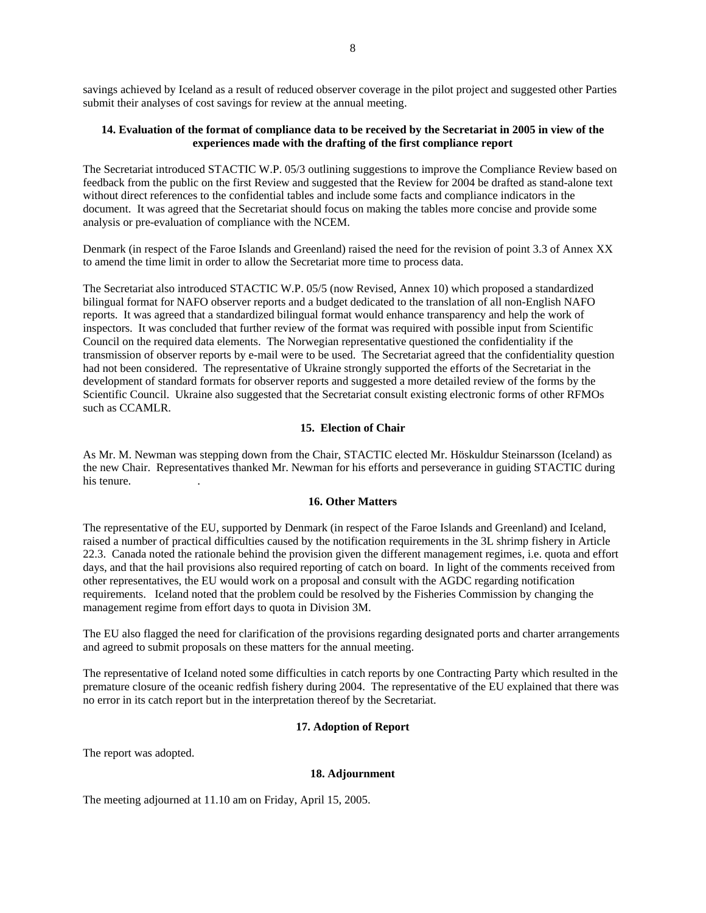savings achieved by Iceland as a result of reduced observer coverage in the pilot project and suggested other Parties submit their analyses of cost savings for review at the annual meeting.

### 14. Evaluation of the format of compliance data to be received by the Secretariat in 2005 in view of the experiences made with the drafting of the first compliance report

The Secretariat introduced STACTIC W.P. 05/3 outlining suggestions to improve the Compliance Review based on feedback from the public on the first Review and suggested that the Review for 2004 be drafted as stand-alone text without direct references to the confidential tables and include some facts and compliance indicators in the document. It was agreed that the Secretariat should focus on making the tables more concise and provide some analysis or pre-evaluation of compliance with the NCEM.

Denmark (in respect of the Faroe Islands and Greenland) raised the need for the revision of point 3.3 of Annex XX to amend the time limit in order to allow the Secretariat more time to process data.

The Secretariat also introduced STACTIC W.P. 05/5 (now Revised, Annex 10) which proposed a standardized bilingual format for NAFO observer reports and a budget dedicated to the translation of all non-English NAFO reports. It was agreed that a standardized bilingual format would enhance transparency and help the work of inspectors. It was concluded that further review of the format was required with possible input from Scientific Council on the required data elements. The Norwegian representative questioned the confidentiality if the transmission of observer reports by e-mail were to be used. The Secretariat agreed that the confidentiality question had not been considered. The representative of Ukraine strongly supported the efforts of the Secretariat in the development of standard formats for observer reports and suggested a more detailed review of the forms by the Scientific Council. Ukraine also suggested that the Secretariat consult existing electronic forms of other RFMOs such as CCAMLR.

### 15. Election of Chair

As Mr. M. Newman was stepping down from the Chair, STACTIC elected Mr. Höskuldur Steinarsson (Iceland) as the new Chair. Representatives thanked Mr. Newman for his efforts and perseverance in guiding STACTIC during his tenure.

### 16. Other Matters

The representative of the EU, supported by Denmark (in respect of the Faroe Islands and Greenland) and Iceland, raised a number of practical difficulties caused by the notification requirements in the 3L shrimp fishery in Article 22.3. Canada noted the rationale behind the provision given the different management regimes, i.e. quota and effort days, and that the hail provisions also required reporting of catch on board. In light of the comments received from other representatives, the EU would work on a proposal and consult with the AGDC regarding notification requirements. Iceland noted that the problem could be resolved by the Fisheries Commission by changing the management regime from effort days to quota in Division 3M.

The EU also flagged the need for clarification of the provisions regarding designated ports and charter arrangements and agreed to submit proposals on these matters for the annual meeting.

The representative of Iceland noted some difficulties in catch reports by one Contracting Party which resulted in the premature closure of the oceanic redfish fishery during 2004. The representative of the EU explained that there was no error in its catch report but in the interpretation thereof by the Secretariat.

### 17. Adoption of Report

The report was adopted.

### 18. Adjournment

The meeting adjourned at 11.10 am on Friday, April 15, 2005.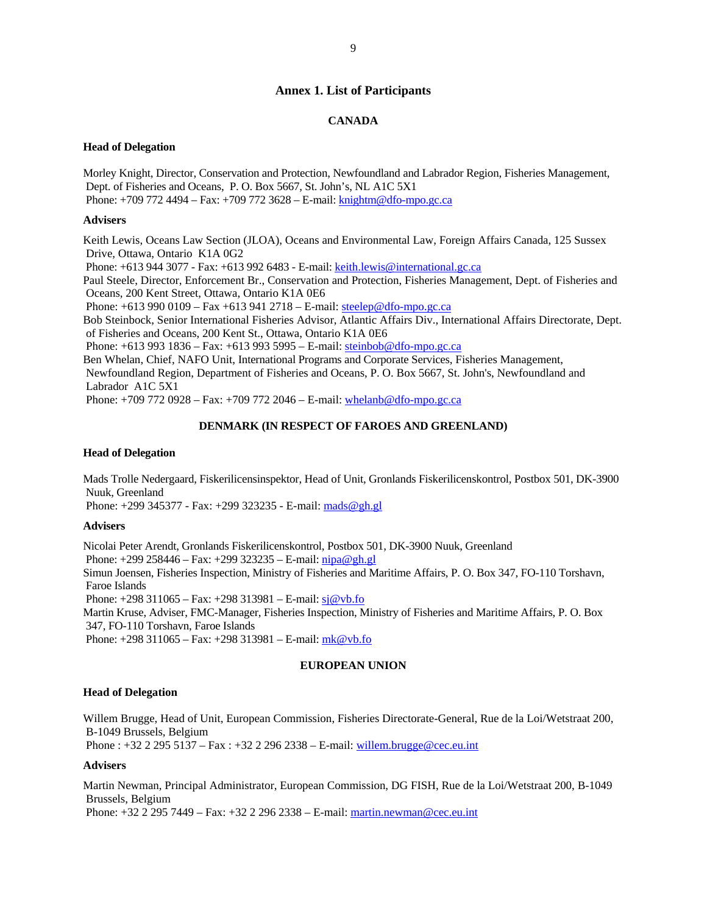## Annex 1. List of Participants

### CANADA

**Head of Delegation**

Morley Knight, Director, Conservation and Protection, Newfoundland and Labrador Region, Fisheries Management, Dept. of Fisheries and Oceans, P. O. Box 5667, St. John's, NL A1C 5X1
Phone: +709 772 4494 – Fax: +709 772 3628 – E-mail: knightm@dfo-mpo.gc.ca

**Advisers**

Keith Lewis, Oceans Law Section (JLOA), Oceans and Environmental Law, Foreign Affairs Canada, 125 Sussex Drive, Ottawa, Ontario K1A 0G2
Phone: +613 944 3077 - Fax: +613 992 6483 - E-mail: keith.lewis@international.gc.ca

Paul Steele, Director, Enforcement Br., Conservation and Protection, Fisheries Management, Dept. of Fisheries and Oceans, 200 Kent Street, Ottawa, Ontario K1A 0E6
Phone: +613 990 0109 – Fax +613 941 2718 – E-mail: steelep@dfo-mpo.gc.ca

Bob Steinbock, Senior International Fisheries Advisor, Atlantic Affairs Div., International Affairs Directorate, Dept. of Fisheries and Oceans, 200 Kent St., Ottawa, Ontario K1A 0E6
Phone: +613 993 1836 – Fax: +613 993 5995 – E-mail: steinbob@dfo-mpo.gc.ca

Ben Whelan, Chief, NAFO Unit, International Programs and Corporate Services, Fisheries Management, Newfoundland Region, Department of Fisheries and Oceans, P. O. Box 5667, St. John's, Newfoundland and Labrador A1C 5X1
Phone: +709 772 0928 – Fax: +709 772 2046 – E-mail: whelanb@dfo-mpo.gc.ca

### DENMARK (IN RESPECT OF FAROES AND GREENLAND)

**Head of Delegation**

Mads Trolle Nedergaard, Fiskerilicensinspektor, Head of Unit, Gronlands Fiskerilicenskontrol, Postbox 501, DK-3900 Nuuk, Greenland
Phone: +299 345377 - Fax: +299 323235 - E-mail: mads@gh.gl

**Advisers**

Nicolai Peter Arendt, Gronlands Fiskerilicenskontrol, Postbox 501, DK-3900 Nuuk, Greenland
Phone: +299 258446 – Fax: +299 323235 – E-mail: nipa@gh.gl

Simun Joensen, Fisheries Inspection, Ministry of Fisheries and Maritime Affairs, P. O. Box 347, FO-110 Torshavn, Faroe Islands
Phone: +298 311065 – Fax: +298 313981 – E-mail: sj@vb.fo

Martin Kruse, Adviser, FMC-Manager, Fisheries Inspection, Ministry of Fisheries and Maritime Affairs, P. O. Box 347, FO-110 Torshavn, Faroe Islands
Phone: +298 311065 – Fax: +298 313981 – E-mail: mk@vb.fo

### EUROPEAN UNION

**Head of Delegation**

Willem Brugge, Head of Unit, European Commission, Fisheries Directorate-General, Rue de la Loi/Wetstraat 200, B-1049 Brussels, Belgium
Phone : +32 2 295 5137 – Fax : +32 2 296 2338 – E-mail: willem.brugge@cec.eu.int

**Advisers**

Martin Newman, Principal Administrator, European Commission, DG FISH, Rue de la Loi/Wetstraat 200, B-1049 Brussels, Belgium
Phone: +32 2 295 7449 – Fax: +32 2 296 2338 – E-mail: martin.newman@cec.eu.int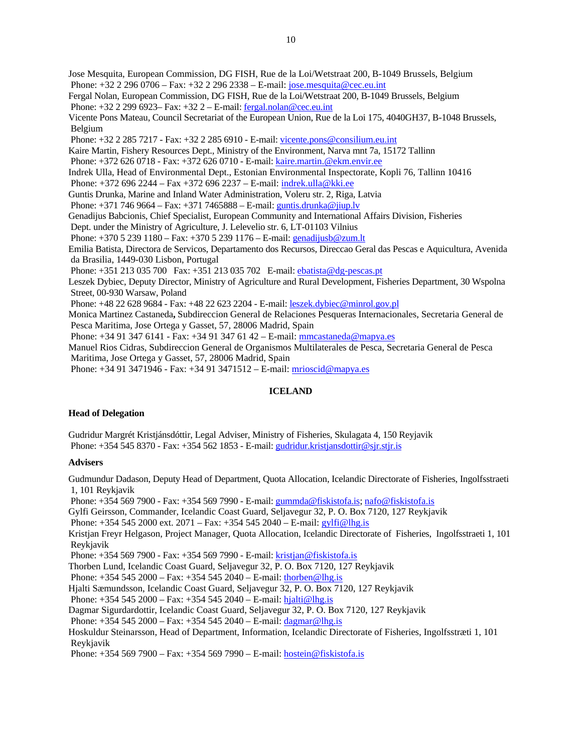Jose Mesquita, European Commission, DG FISH, Rue de la Loi/Wetstraat 200, B-1049 Brussels, Belgium
Phone: +32 2 296 0706 – Fax: +32 2 296 2338 – E-mail: jose.mesquita@cec.eu.int
Fergal Nolan, European Commission, DG FISH, Rue de la Loi/Wetstraat 200, B-1049 Brussels, Belgium
Phone: +32 2 299 6923– Fax: +32 2 – E-mail: fergal.nolan@cec.eu.int
Vicente Pons Mateau, Council Secretariat of the European Union, Rue de la Loi 175, 4040GH37, B-1048 Brussels, Belgium
Phone: +32 2 285 7217 - Fax: +32 2 285 6910 - E-mail: vicente.pons@consilium.eu.int
Kaire Martin, Fishery Resources Dept., Ministry of the Environment, Narva mnt 7a, 15172 Tallinn
Phone: +372 626 0718 - Fax: +372 626 0710 - E-mail: kaire.martin.@ekm.envir.ee
Indrek Ulla, Head of Environmental Dept., Estonian Environmental Inspectorate, Kopli 76, Tallinn 10416
Phone: +372 696 2244 – Fax +372 696 2237 – E-mail: indrek.ulla@kki.ee
Guntis Drunka, Marine and Inland Water Administration, Voleru str. 2, Riga, Latvia
Phone: +371 746 9664 – Fax: +371 7465888 – E-mail: guntis.drunka@jiup.lv
Genadijus Babcionis, Chief Specialist, European Community and International Affairs Division, Fisheries Dept. under the Ministry of Agriculture, J. Lelevelio str. 6, LT-01103 Vilnius
Phone: +370 5 239 1180 – Fax: +370 5 239 1176 – E-mail: genadijusb@zum.lt
Emilia Batista, Directora de Servicos, Departamento dos Recursos, Direccao Geral das Pescas e Aquicultura, Avenida da Brasilia, 1449-030 Lisbon, Portugal
Phone: +351 213 035 700 Fax: +351 213 035 702 E-mail: ebatista@dg-pescas.pt
Leszek Dybiec, Deputy Director, Ministry of Agriculture and Rural Development, Fisheries Department, 30 Wspolna Street, 00-930 Warsaw, Poland
Phone: +48 22 628 9684 - Fax: +48 22 623 2204 - E-mail: leszek.dybiec@minrol.gov.pl
Monica Martinez Castaneda**,** Subdireccion General de Relaciones Pesqueras Internacionales, Secretaria General de Pesca Maritima, Jose Ortega y Gasset, 57, 28006 Madrid, Spain
Phone: +34 91 347 6141 - Fax: +34 91 347 61 42 – E-mail: mmcastaneda@mapya.es
Manuel Rios Cidras, Subdireccion General de Organismos Multilaterales de Pesca, Secretaria General de Pesca Maritima, Jose Ortega y Gasset, 57, 28006 Madrid, Spain
Phone: +34 91 3471946 - Fax: +34 91 3471512 – E-mail: mrioscid@mapya.es

## ICELAND

**Head of Delegation**

Gudridur Margrét Kristjánsdóttir, Legal Adviser, Ministry of Fisheries, Skulagata 4, 150 Reyjavik
Phone: +354 545 8370 - Fax: +354 562 1853 - E-mail: gudridur.kristjansdottir@sjr.stjr.is

**Advisers**

Gudmundur Dadason, Deputy Head of Department, Quota Allocation, Icelandic Directorate of Fisheries, Ingolfsstraeti 1, 101 Reykjavik
Phone: +354 569 7900 - Fax: +354 569 7990 - E-mail: gummda@fiskistofa.is; nafo@fiskistofa.is
Gylfi Geirsson, Commander, Icelandic Coast Guard, Seljavegur 32, P. O. Box 7120, 127 Reykjavik
Phone: +354 545 2000 ext. 2071 – Fax: +354 545 2040 – E-mail: gylfi@lhg.is
Kristjan Freyr Helgason, Project Manager, Quota Allocation, Icelandic Directorate of Fisheries, Ingolfsstraeti 1, 101 Reykjavik
Phone: +354 569 7900 - Fax: +354 569 7990 - E-mail: kristjan@fiskistofa.is
Thorben Lund, Icelandic Coast Guard, Seljavegur 32, P. O. Box 7120, 127 Reykjavik
Phone: +354 545 2000 – Fax: +354 545 2040 – E-mail: thorben@lhg.is
Hjalti Sæmundsson, Icelandic Coast Guard, Seljavegur 32, P. O. Box 7120, 127 Reykjavik
Phone: +354 545 2000 – Fax: +354 545 2040 – E-mail: hjalti@lhg.is
Dagmar Sigurdardottir, Icelandic Coast Guard, Seljavegur 32, P. O. Box 7120, 127 Reykjavik
Phone: +354 545 2000 – Fax: +354 545 2040 – E-mail: dagmar@lhg.is
Hoskuldur Steinarsson, Head of Department, Information, Icelandic Directorate of Fisheries, Ingolfsstræti 1, 101 Reykjavik
Phone: +354 569 7900 – Fax: +354 569 7990 – E-mail: hostein@fiskistofa.is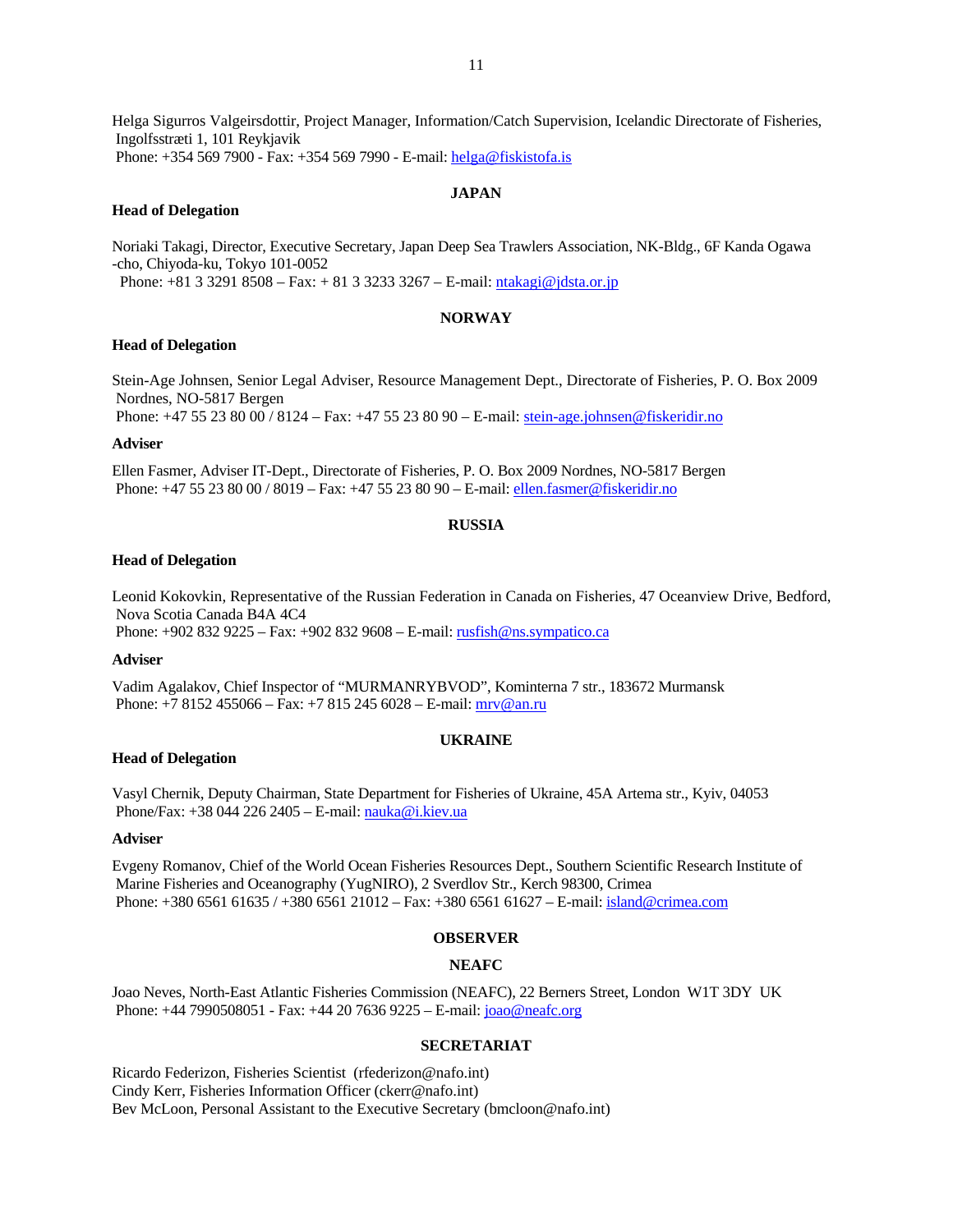Helga Sigurros Valgeirsdottir, Project Manager, Information/Catch Supervision, Icelandic Directorate of Fisheries, Ingolfsstræti 1, 101 Reykjavik
Phone: +354 569 7900 - Fax: +354 569 7990 - E-mail: helga@fiskistofa.is

## JAPAN

**Head of Delegation**

Noriaki Takagi, Director, Executive Secretary, Japan Deep Sea Trawlers Association, NK-Bldg., 6F Kanda Ogawa -cho, Chiyoda-ku, Tokyo 101-0052
Phone: +81 3 3291 8508 – Fax: + 81 3 3233 3267 – E-mail: ntakagi@jdsta.or.jp

## NORWAY

**Head of Delegation**

Stein-Age Johnsen, Senior Legal Adviser, Resource Management Dept., Directorate of Fisheries, P. O. Box 2009 Nordnes, NO-5817 Bergen
Phone: +47 55 23 80 00 / 8124 – Fax: +47 55 23 80 90 – E-mail: stein-age.johnsen@fiskeridir.no

**Adviser**

Ellen Fasmer, Adviser IT-Dept., Directorate of Fisheries, P. O. Box 2009 Nordnes, NO-5817 Bergen
Phone: +47 55 23 80 00 / 8019 – Fax: +47 55 23 80 90 – E-mail: ellen.fasmer@fiskeridir.no

## RUSSIA

**Head of Delegation**

Leonid Kokovkin, Representative of the Russian Federation in Canada on Fisheries, 47 Oceanview Drive, Bedford, Nova Scotia Canada B4A 4C4
Phone: +902 832 9225 – Fax: +902 832 9608 – E-mail: rusfish@ns.sympatico.ca

**Adviser**

Vadim Agalakov, Chief Inspector of "MURMANRYBVOD", Kominterna 7 str., 183672 Murmansk
Phone: +7 8152 455066 – Fax: +7 815 245 6028 – E-mail: mrv@an.ru

## UKRAINE

**Head of Delegation**

Vasyl Chernik, Deputy Chairman, State Department for Fisheries of Ukraine, 45A Artema str., Kyiv, 04053
Phone/Fax: +38 044 226 2405 – E-mail: nauka@i.kiev.ua

**Adviser**

Evgeny Romanov, Chief of the World Ocean Fisheries Resources Dept., Southern Scientific Research Institute of Marine Fisheries and Oceanography (YugNIRO), 2 Sverdlov Str., Kerch 98300, Crimea
Phone: +380 6561 61635 / +380 6561 21012 – Fax: +380 6561 61627 – E-mail: island@crimea.com

## OBSERVER

### NEAFC

Joao Neves, North-East Atlantic Fisheries Commission (NEAFC), 22 Berners Street, London W1T 3DY UK
Phone: +44 7990508051 - Fax: +44 20 7636 9225 – E-mail: joao@neafc.org

## SECRETARIAT

Ricardo Federizon, Fisheries Scientist (rfederizon@nafo.int)
Cindy Kerr, Fisheries Information Officer (ckerr@nafo.int)
Bev McLoon, Personal Assistant to the Executive Secretary (bmcloon@nafo.int)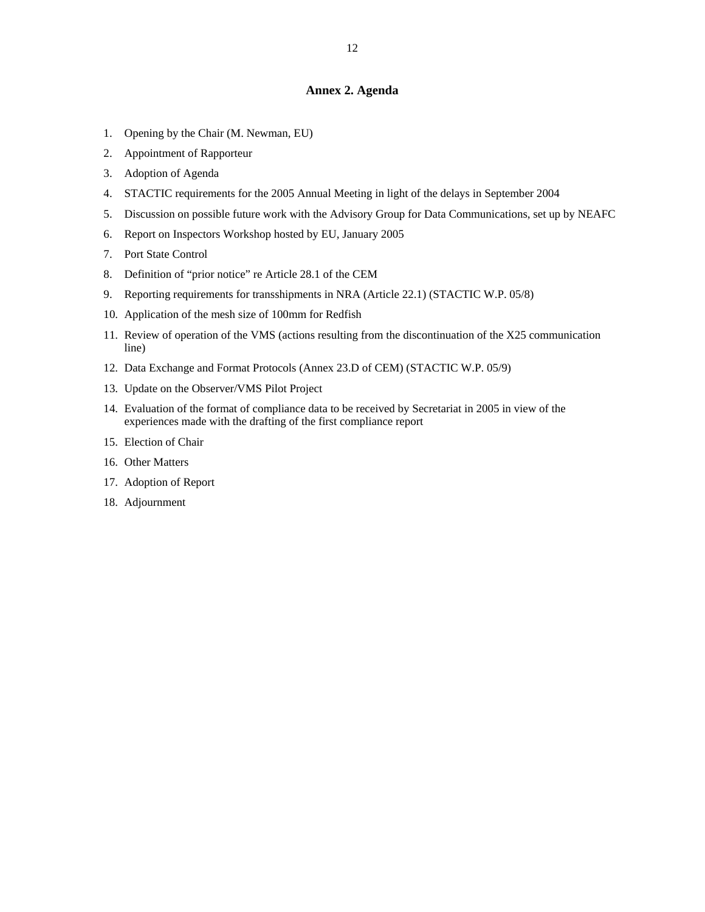## Annex 2. Agenda

1. Opening by the Chair (M. Newman, EU)
2. Appointment of Rapporteur
3. Adoption of Agenda
4. STACTIC requirements for the 2005 Annual Meeting in light of the delays in September 2004
5. Discussion on possible future work with the Advisory Group for Data Communications, set up by NEAFC
6. Report on Inspectors Workshop hosted by EU, January 2005
7. Port State Control
8. Definition of "prior notice" re Article 28.1 of the CEM
9. Reporting requirements for transshipments in NRA (Article 22.1) (STACTIC W.P. 05/8)
10. Application of the mesh size of 100mm for Redfish
11. Review of operation of the VMS (actions resulting from the discontinuation of the X25 communication line)
12. Data Exchange and Format Protocols (Annex 23.D of CEM) (STACTIC W.P. 05/9)
13. Update on the Observer/VMS Pilot Project
14. Evaluation of the format of compliance data to be received by Secretariat in 2005 in view of the experiences made with the drafting of the first compliance report
15. Election of Chair
16. Other Matters
17. Adoption of Report
18. Adjournment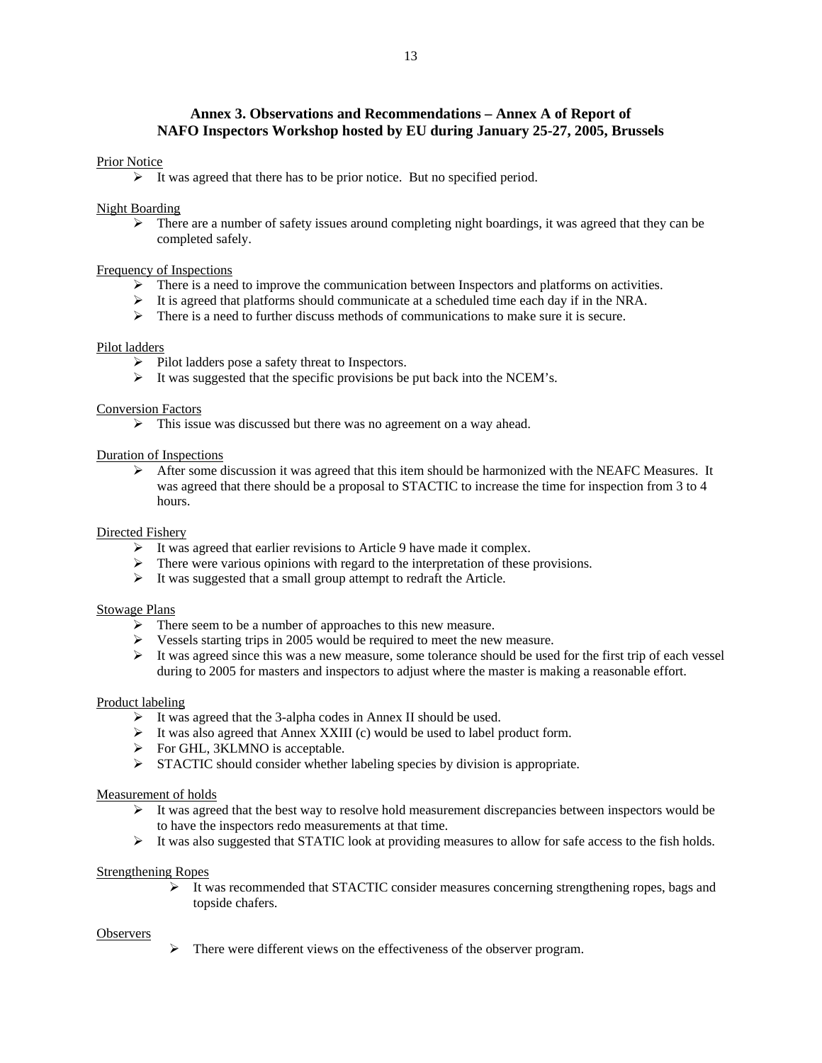## Annex 3. Observations and Recommendations – Annex A of Report of NAFO Inspectors Workshop hosted by EU during January 25-27, 2005, Brussels

Prior Notice

- It was agreed that there has to be prior notice. But no specified period.

Night Boarding

- There are a number of safety issues around completing night boardings, it was agreed that they can be completed safely.

Frequency of Inspections

- There is a need to improve the communication between Inspectors and platforms on activities.
- It is agreed that platforms should communicate at a scheduled time each day if in the NRA.
- There is a need to further discuss methods of communications to make sure it is secure.

Pilot ladders

- Pilot ladders pose a safety threat to Inspectors.
- It was suggested that the specific provisions be put back into the NCEM's.

Conversion Factors

- This issue was discussed but there was no agreement on a way ahead.

Duration of Inspections

- After some discussion it was agreed that this item should be harmonized with the NEAFC Measures. It was agreed that there should be a proposal to STACTIC to increase the time for inspection from 3 to 4 hours.

Directed Fishery

- It was agreed that earlier revisions to Article 9 have made it complex.
- There were various opinions with regard to the interpretation of these provisions.
- It was suggested that a small group attempt to redraft the Article.

Stowage Plans

- There seem to be a number of approaches to this new measure.
- Vessels starting trips in 2005 would be required to meet the new measure.
- It was agreed since this was a new measure, some tolerance should be used for the first trip of each vessel during to 2005 for masters and inspectors to adjust where the master is making a reasonable effort.

Product labeling

- It was agreed that the 3-alpha codes in Annex II should be used.
- It was also agreed that Annex XXIII (c) would be used to label product form.
- For GHL, 3KLMNO is acceptable.
- STACTIC should consider whether labeling species by division is appropriate.

Measurement of holds

- It was agreed that the best way to resolve hold measurement discrepancies between inspectors would be to have the inspectors redo measurements at that time.
- It was also suggested that STATIC look at providing measures to allow for safe access to the fish holds.

Strengthening Ropes

- It was recommended that STACTIC consider measures concerning strengthening ropes, bags and topside chafers.

Observers

- There were different views on the effectiveness of the observer program.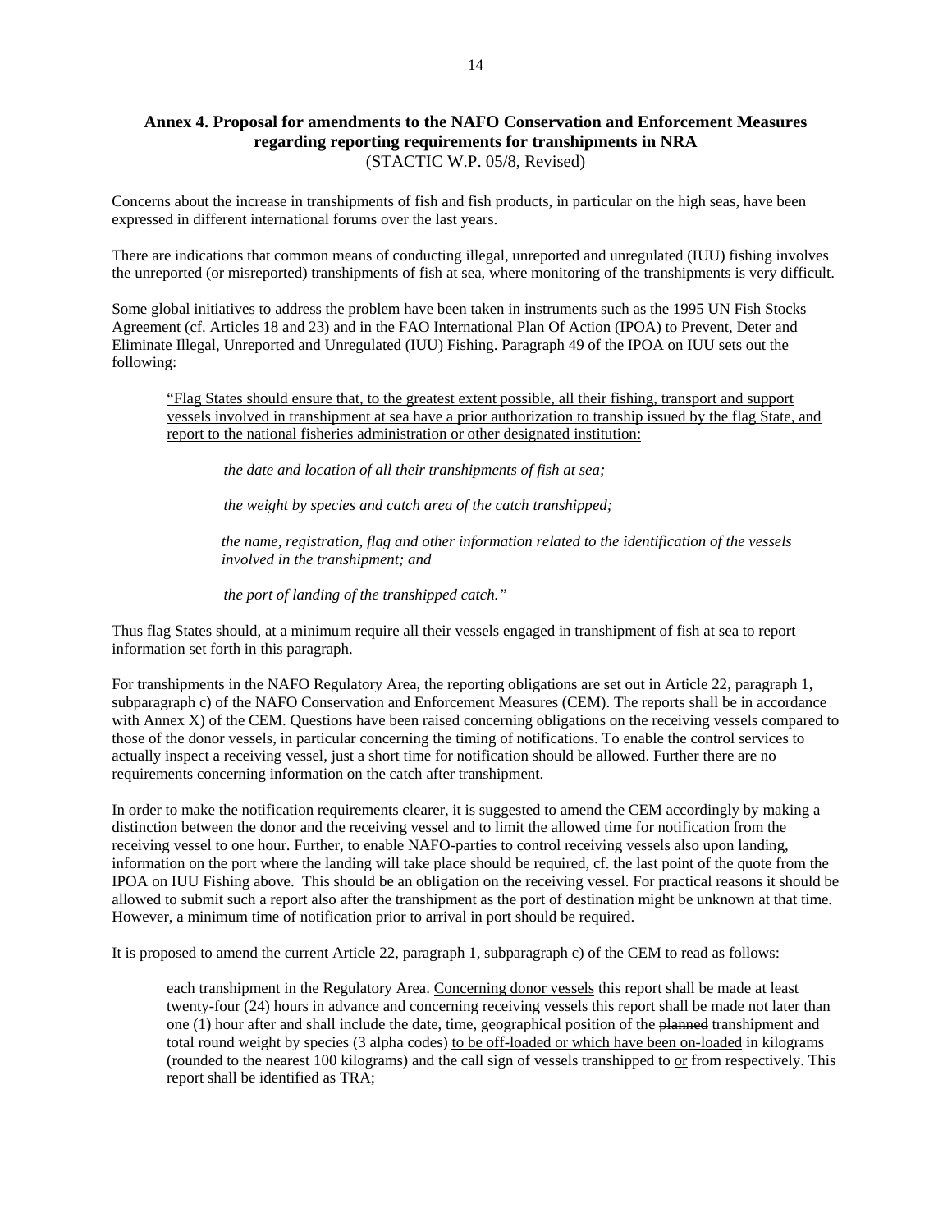**Annex 4. Proposal for amendments to the NAFO Conservation and Enforcement Measures regarding reporting requirements for transhipments in NRA**
(STACTIC W.P. 05/8, Revised)

Concerns about the increase in transhipments of fish and fish products, in particular on the high seas, have been expressed in different international forums over the last years.

There are indications that common means of conducting illegal, unreported and unregulated (IUU) fishing involves the unreported (or misreported) transhipments of fish at sea, where monitoring of the transhipments is very difficult.

Some global initiatives to address the problem have been taken in instruments such as the 1995 UN Fish Stocks Agreement (cf. Articles 18 and 23) and in the FAO International Plan Of Action (IPOA) to Prevent, Deter and Eliminate Illegal, Unreported and Unregulated (IUU) Fishing. Paragraph 49 of the IPOA on IUU sets out the following:

> <u>"Flag States should ensure that, to the greatest extent possible, all their fishing, transport and support vessels involved in transhipment at sea have a prior authorization to tranship issued by the flag State, and report to the national fisheries administration or other designated institution:</u>
>
> *the date and location of all their transhipments of fish at sea;*
>
> *the weight by species and catch area of the catch transhipped;*
>
> *the name, registration, flag and other information related to the identification of the vessels involved in the transhipment; and*
>
> *the port of landing of the transhipped catch."*

Thus flag States should, at a minimum require all their vessels engaged in transhipment of fish at sea to report information set forth in this paragraph.

For transhipments in the NAFO Regulatory Area, the reporting obligations are set out in Article 22, paragraph 1, subparagraph c) of the NAFO Conservation and Enforcement Measures (CEM). The reports shall be in accordance with Annex X) of the CEM. Questions have been raised concerning obligations on the receiving vessels compared to those of the donor vessels, in particular concerning the timing of notifications. To enable the control services to actually inspect a receiving vessel, just a short time for notification should be allowed. Further there are no requirements concerning information on the catch after transhipment.

In order to make the notification requirements clearer, it is suggested to amend the CEM accordingly by making a distinction between the donor and the receiving vessel and to limit the allowed time for notification from the receiving vessel to one hour. Further, to enable NAFO-parties to control receiving vessels also upon landing, information on the port where the landing will take place should be required, cf. the last point of the quote from the IPOA on IUU Fishing above. This should be an obligation on the receiving vessel. For practical reasons it should be allowed to submit such a report also after the transhipment as the port of destination might be unknown at that time. However, a minimum time of notification prior to arrival in port should be required.

It is proposed to amend the current Article 22, paragraph 1, subparagraph c) of the CEM to read as follows:

> each transhipment in the Regulatory Area. <u>Concerning donor vessels</u> this report shall be made at least twenty-four (24) hours in advance <u>and concerning receiving vessels this report shall be made not later than one (1) hour after</u> and shall include the date, time, geographical position of the ~~planned~~ <u>transhipment</u> and total round weight by species (3 alpha codes) <u>to be off-loaded or which have been on-loaded</u> in kilograms (rounded to the nearest 100 kilograms) and the call sign of vessels transhipped to <u>or</u> from respectively. This report shall be identified as TRA;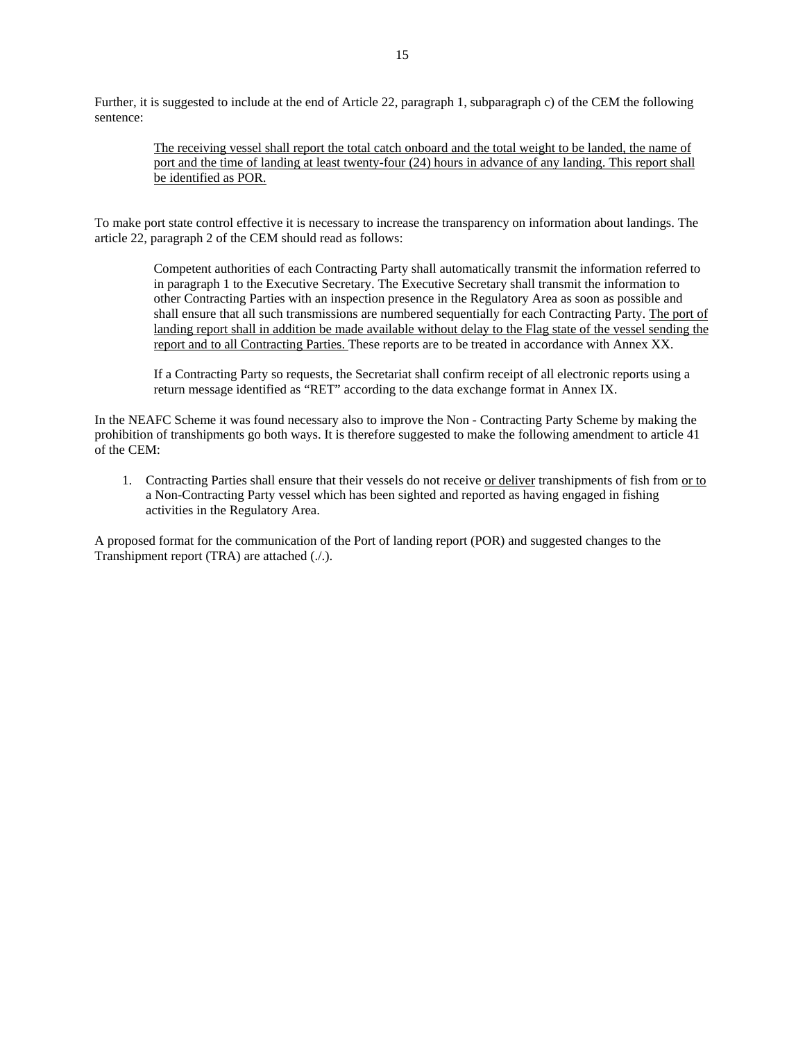Further, it is suggested to include at the end of Article 22, paragraph 1, subparagraph c) of the CEM the following sentence:

> <u>The receiving vessel shall report the total catch onboard and the total weight to be landed, the name of port and the time of landing at least twenty-four (24) hours in advance of any landing. This report shall be identified as POR.</u>

To make port state control effective it is necessary to increase the transparency on information about landings. The article 22, paragraph 2 of the CEM should read as follows:

> Competent authorities of each Contracting Party shall automatically transmit the information referred to in paragraph 1 to the Executive Secretary. The Executive Secretary shall transmit the information to other Contracting Parties with an inspection presence in the Regulatory Area as soon as possible and shall ensure that all such transmissions are numbered sequentially for each Contracting Party. <u>The port of landing report shall in addition be made available without delay to the Flag state of the vessel sending the report and to all Contracting Parties.</u> These reports are to be treated in accordance with Annex XX.
>
> If a Contracting Party so requests, the Secretariat shall confirm receipt of all electronic reports using a return message identified as "RET" according to the data exchange format in Annex IX.

In the NEAFC Scheme it was found necessary also to improve the Non - Contracting Party Scheme by making the prohibition of transhipments go both ways. It is therefore suggested to make the following amendment to article 41 of the CEM:

1. Contracting Parties shall ensure that their vessels do not receive <u>or deliver</u> transhipments of fish from <u>or to</u> a Non-Contracting Party vessel which has been sighted and reported as having engaged in fishing activities in the Regulatory Area.

A proposed format for the communication of the Port of landing report (POR) and suggested changes to the Transhipment report (TRA) are attached (./.).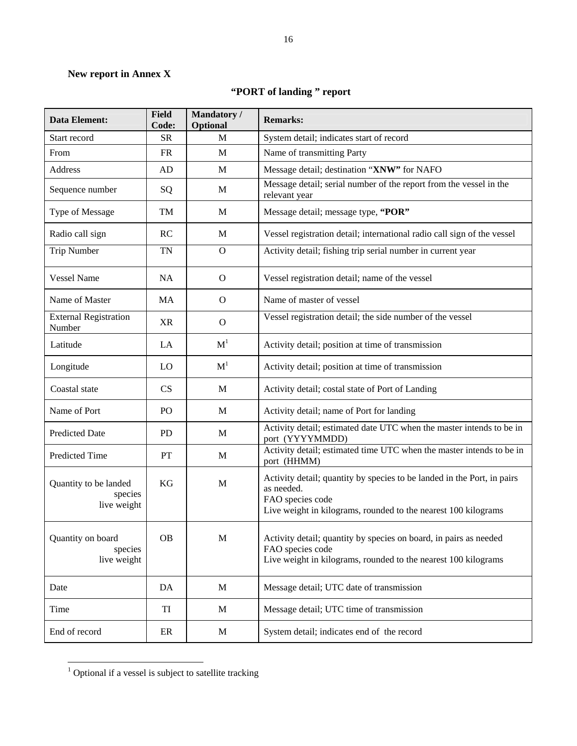**New report in Annex X**

**"PORT of landing " report**

| Data Element: | Field Code: | Mandatory / Optional | Remarks: |
|---|---|---|---|
| Start record | SR | M | System detail; indicates start of record |
| From | FR | M | Name of transmitting Party |
| Address | AD | M | Message detail; destination "**XNW"** for NAFO |
| Sequence number | SQ | M | Message detail; serial number of the report from the vessel in the relevant year |
| Type of Message | TM | M | Message detail; message type, **"POR"** |
| Radio call sign | RC | M | Vessel registration detail; international radio call sign of the vessel |
| Trip Number | TN | O | Activity detail; fishing trip serial number in current year |
| Vessel Name | NA | O | Vessel registration detail; name of the vessel |
| Name of Master | MA | O | Name of master of vessel |
| External Registration Number | XR | O | Vessel registration detail; the side number of the vessel |
| Latitude | LA | M[1] | Activity detail; position at time of transmission |
| Longitude | LO | M[1] | Activity detail; position at time of transmission |
| Coastal state | CS | M | Activity detail; costal state of Port of Landing |
| Name of Port | PO | M | Activity detail; name of Port for landing |
| Predicted Date | PD | M | Activity detail; estimated date UTC when the master intends to be in port (YYYYMMDD) |
| Predicted Time | PT | M | Activity detail; estimated time UTC when the master intends to be in port (HHMM) |
| Quantity to be landed<br>species<br>live weight | KG | M | Activity detail; quantity by species to be landed in the Port, in pairs as needed.<br>FAO species code<br>Live weight in kilograms, rounded to the nearest 100 kilograms |
| Quantity on board<br>species<br>live weight | OB | M | Activity detail; quantity by species on board, in pairs as needed<br>FAO species code<br>Live weight in kilograms, rounded to the nearest 100 kilograms |
| Date | DA | M | Message detail; UTC date of transmission |
| Time | TI | M | Message detail; UTC time of transmission |
| End of record | ER | M | System detail; indicates end of the record |

[1] Optional if a vessel is subject to satellite tracking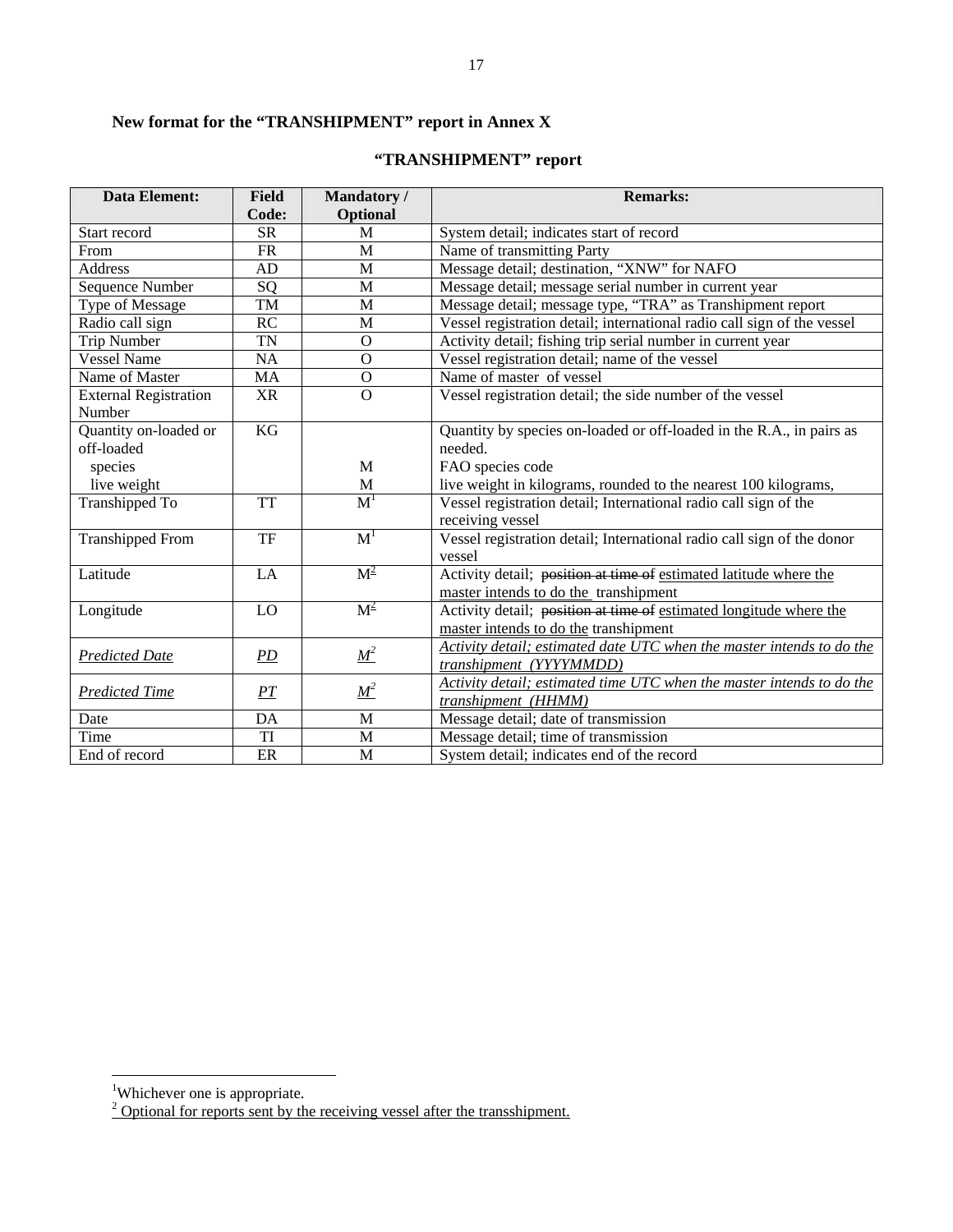**New format for the "TRANSHIPMENT" report in Annex X**

## "TRANSHIPMENT" report

| Data Element: | Field Code: | Mandatory / Optional | Remarks: |
|---|---|---|---|
| Start record | SR | M | System detail; indicates start of record |
| From | FR | M | Name of transmitting Party |
| Address | AD | M | Message detail; destination, "XNW" for NAFO |
| Sequence Number | SQ | M | Message detail; message serial number in current year |
| Type of Message | TM | M | Message detail; message type, "TRA" as Transhipment report |
| Radio call sign | RC | M | Vessel registration detail; international radio call sign of the vessel |
| Trip Number | TN | O | Activity detail; fishing trip serial number in current year |
| Vessel Name | NA | O | Vessel registration detail; name of the vessel |
| Name of Master | MA | O | Name of master of vessel |
| External Registration Number | XR | O | Vessel registration detail; the side number of the vessel |
| Quantity on-loaded or off-loaded<br>species<br>live weight | KG | <br>M<br>M | Quantity by species on-loaded or off-loaded in the R.A., in pairs as needed.<br>FAO species code<br>live weight in kilograms, rounded to the nearest 100 kilograms, |
| Transhipped To | TT | M[1] | Vessel registration detail; International radio call sign of the receiving vessel |
| Transhipped From | TF | M[1] | Vessel registration detail; International radio call sign of the donor vessel |
| Latitude | LA | M[2] | Activity detail; ~~position at time of~~ estimated latitude where the master intends to do the transhipment |
| Longitude | LO | M[2] | Activity detail; ~~position at time of~~ estimated longitude where the master intends to do the transhipment |
| *Predicted Date* | *PD* | *M*[2] | *Activity detail; estimated date UTC when the master intends to do the transhipment (YYYYMMDD)* |
| *Predicted Time* | *PT* | *M*[2] | *Activity detail; estimated time UTC when the master intends to do the transhipment (HHMM)* |
| Date | DA | M | Message detail; date of transmission |
| Time | TI | M | Message detail; time of transmission |
| End of record | ER | M | System detail; indicates end of the record |

[1]Whichever one is appropriate.

[2] Optional for reports sent by the receiving vessel after the transshipment.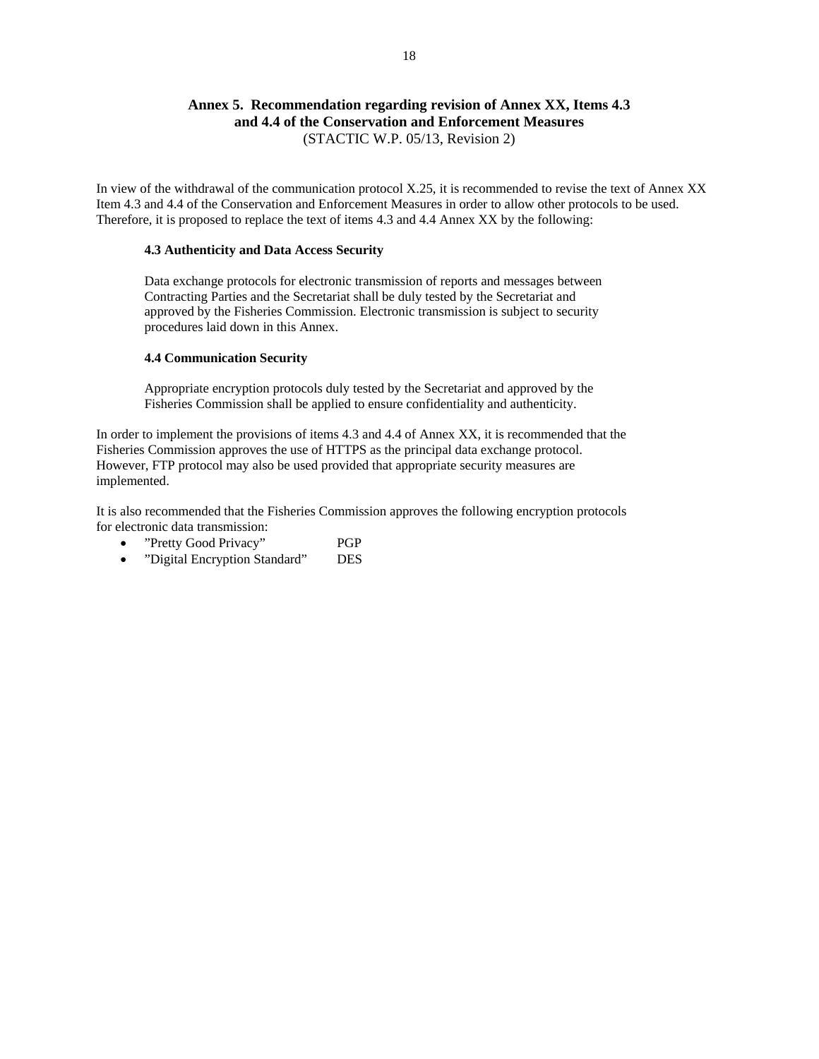## Annex 5. Recommendation regarding revision of Annex XX, Items 4.3 and 4.4 of the Conservation and Enforcement Measures

(STACTIC W.P. 05/13, Revision 2)

In view of the withdrawal of the communication protocol X.25, it is recommended to revise the text of Annex XX Item 4.3 and 4.4 of the Conservation and Enforcement Measures in order to allow other protocols to be used. Therefore, it is proposed to replace the text of items 4.3 and 4.4 Annex XX by the following:

> **4.3 Authenticity and Data Access Security**
>
> Data exchange protocols for electronic transmission of reports and messages between Contracting Parties and the Secretariat shall be duly tested by the Secretariat and approved by the Fisheries Commission. Electronic transmission is subject to security procedures laid down in this Annex.
>
> **4.4 Communication Security**
>
> Appropriate encryption protocols duly tested by the Secretariat and approved by the Fisheries Commission shall be applied to ensure confidentiality and authenticity.

In order to implement the provisions of items 4.3 and 4.4 of Annex XX, it is recommended that the Fisheries Commission approves the use of HTTPS as the principal data exchange protocol. However, FTP protocol may also be used provided that appropriate security measures are implemented.

It is also recommended that the Fisheries Commission approves the following encryption protocols for electronic data transmission:

- ”Pretty Good Privacy” PGP
- ”Digital Encryption Standard” DES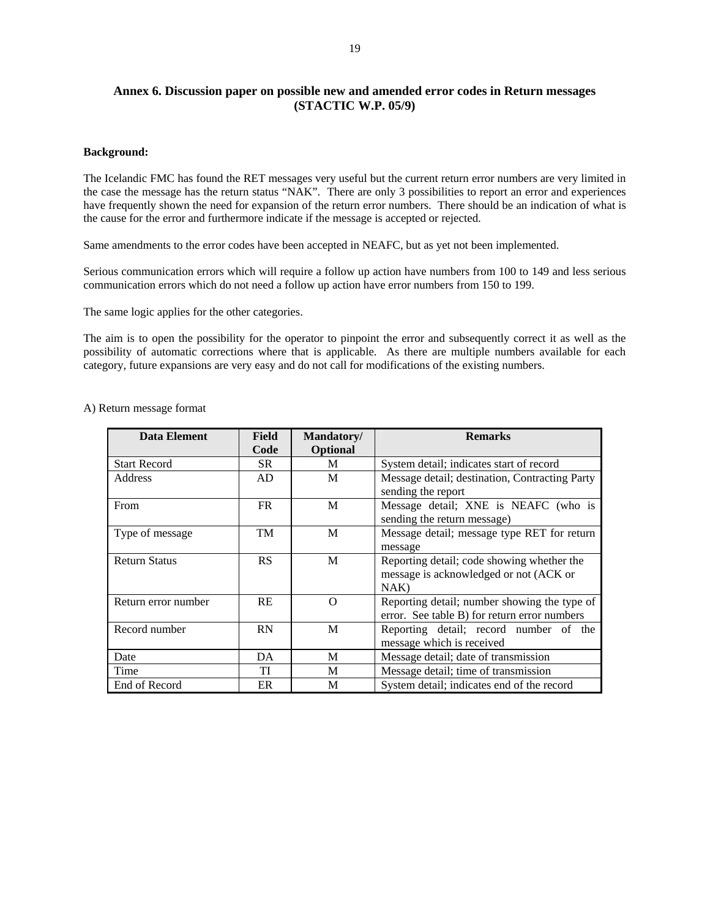## Annex 6. Discussion paper on possible new and amended error codes in Return messages (STACTIC W.P. 05/9)

**Background:**

The Icelandic FMC has found the RET messages very useful but the current return error numbers are very limited in the case the message has the return status "NAK". There are only 3 possibilities to report an error and experiences have frequently shown the need for expansion of the return error numbers. There should be an indication of what is the cause for the error and furthermore indicate if the message is accepted or rejected.

Same amendments to the error codes have been accepted in NEAFC, but as yet not been implemented.

Serious communication errors which will require a follow up action have numbers from 100 to 149 and less serious communication errors which do not need a follow up action have error numbers from 150 to 199.

The same logic applies for the other categories.

The aim is to open the possibility for the operator to pinpoint the error and subsequently correct it as well as the possibility of automatic corrections where that is applicable. As there are multiple numbers available for each category, future expansions are very easy and do not call for modifications of the existing numbers.

A) Return message format

| Data Element | Field Code | Mandatory/ Optional | Remarks |
|---|---|---|---|
| Start Record | SR | M | System detail; indicates start of record |
| Address | AD | M | Message detail; destination, Contracting Party sending the report |
| From | FR | M | Message detail; XNE is NEAFC (who is sending the return message) |
| Type of message | TM | M | Message detail; message type RET for return message |
| Return Status | RS | M | Reporting detail; code showing whether the message is acknowledged or not (ACK or NAK) |
| Return error number | RE | O | Reporting detail; number showing the type of error. See table B) for return error numbers |
| Record number | RN | M | Reporting detail; record number of the message which is received |
| Date | DA | M | Message detail; date of transmission |
| Time | TI | M | Message detail; time of transmission |
| End of Record | ER | M | System detail; indicates end of the record |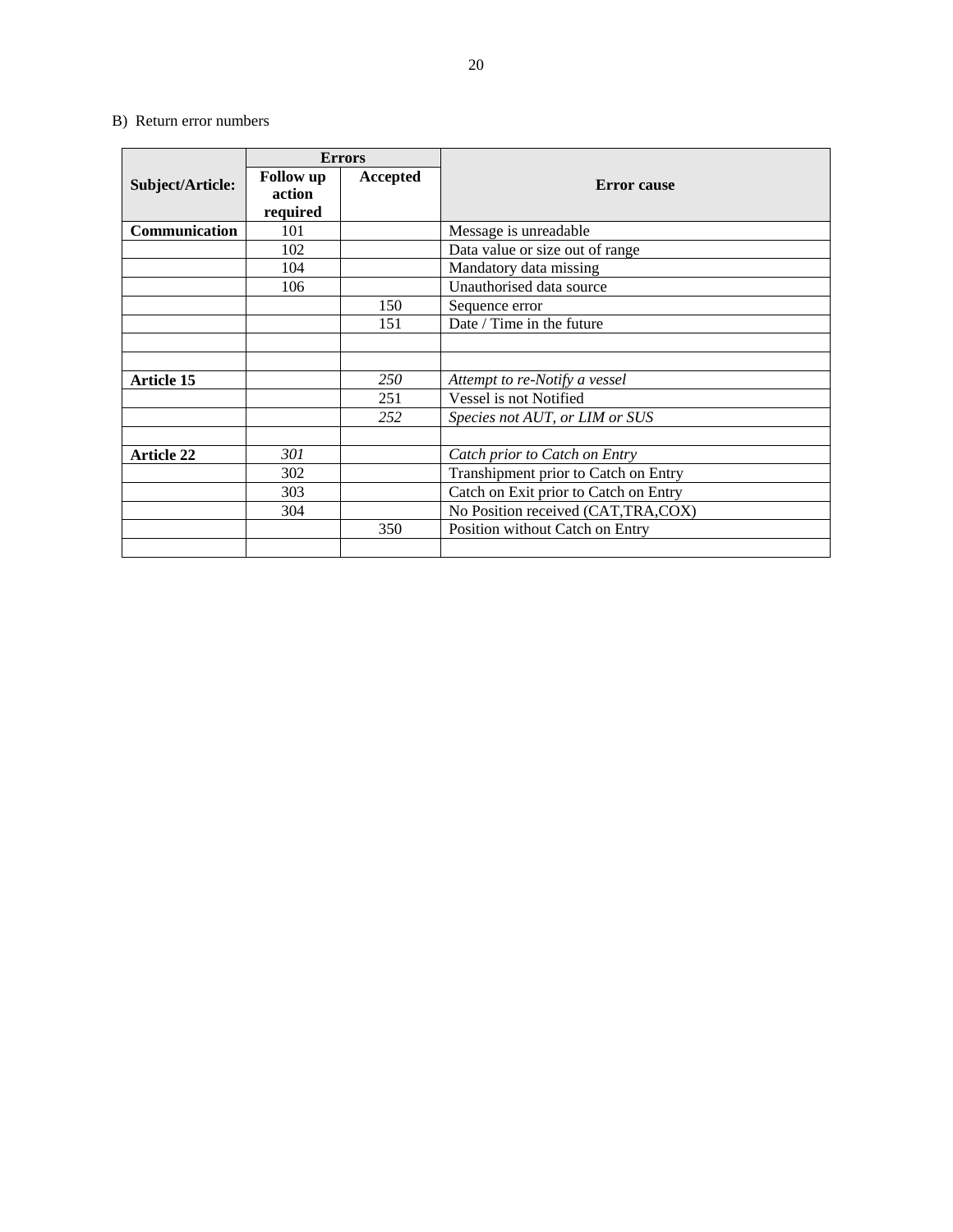B) Return error numbers

| Subject/Article: | Errors | | Error cause |
|---|---|---|---|
| | Follow up action required | Accepted | |
| **Communication** | 101 | | Message is unreadable |
| | 102 | | Data value or size out of range |
| | 104 | | Mandatory data missing |
| | 106 | | Unauthorised data source |
| | | 150 | Sequence error |
| | | 151 | Date / Time in the future |
| | | | |
| | | | |
| **Article 15** | | *250* | *Attempt to re-Notify a vessel* |
| | | 251 | Vessel is not Notified |
| | | *252* | *Species not AUT, or LIM or SUS* |
| | | | |
| **Article 22** | *301* | | *Catch prior to Catch on Entry* |
| | 302 | | Transhipment prior to Catch on Entry |
| | 303 | | Catch on Exit prior to Catch on Entry |
| | 304 | | No Position received (CAT,TRA,COX) |
| | | 350 | Position without Catch on Entry |
| | | | |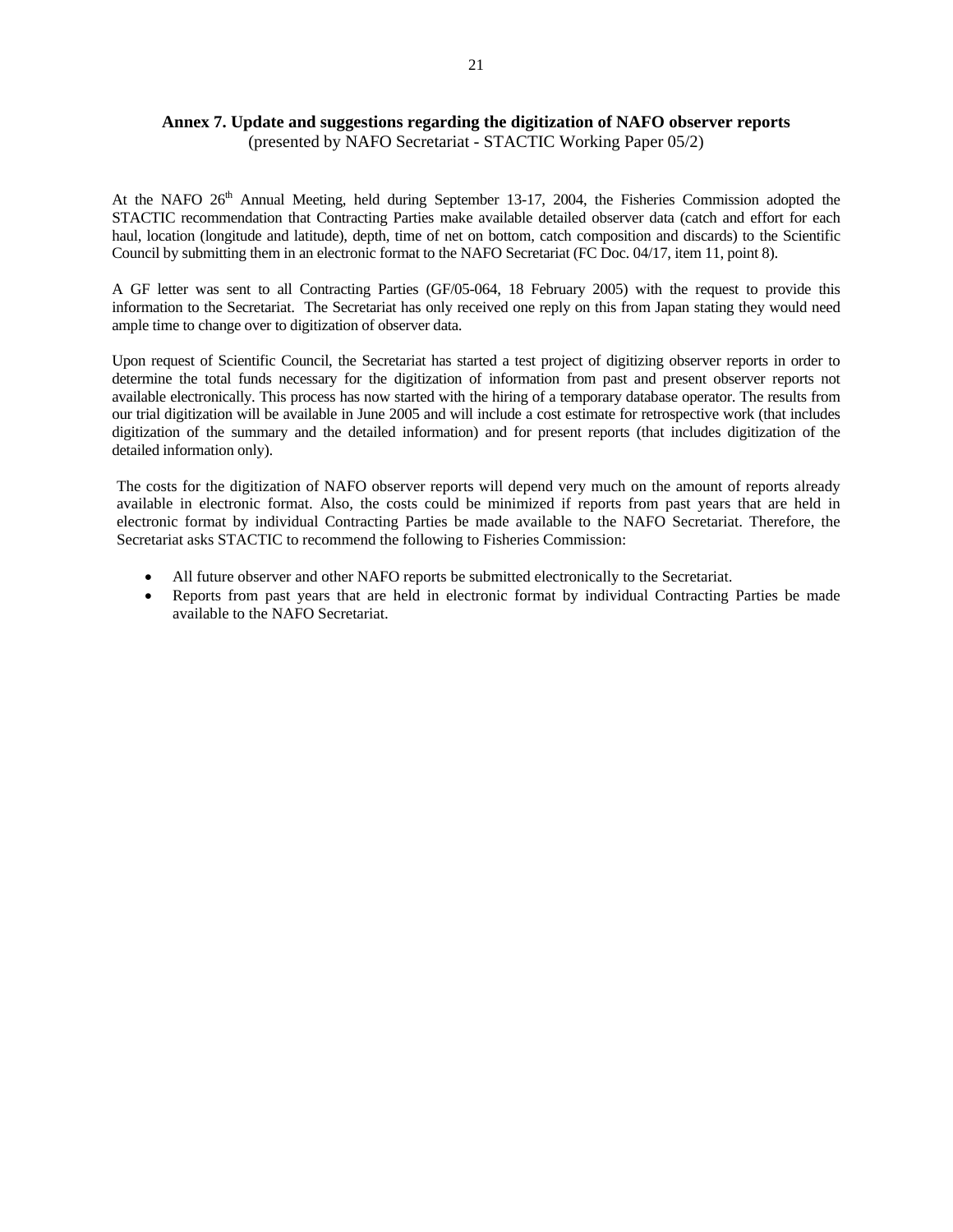## Annex 7. Update and suggestions regarding the digitization of NAFO observer reports

(presented by NAFO Secretariat - STACTIC Working Paper 05/2)

At the NAFO 26th Annual Meeting, held during September 13-17, 2004, the Fisheries Commission adopted the STACTIC recommendation that Contracting Parties make available detailed observer data (catch and effort for each haul, location (longitude and latitude), depth, time of net on bottom, catch composition and discards) to the Scientific Council by submitting them in an electronic format to the NAFO Secretariat (FC Doc. 04/17, item 11, point 8).

A GF letter was sent to all Contracting Parties (GF/05-064, 18 February 2005) with the request to provide this information to the Secretariat. The Secretariat has only received one reply on this from Japan stating they would need ample time to change over to digitization of observer data.

Upon request of Scientific Council, the Secretariat has started a test project of digitizing observer reports in order to determine the total funds necessary for the digitization of information from past and present observer reports not available electronically. This process has now started with the hiring of a temporary database operator. The results from our trial digitization will be available in June 2005 and will include a cost estimate for retrospective work (that includes digitization of the summary and the detailed information) and for present reports (that includes digitization of the detailed information only).

The costs for the digitization of NAFO observer reports will depend very much on the amount of reports already available in electronic format. Also, the costs could be minimized if reports from past years that are held in electronic format by individual Contracting Parties be made available to the NAFO Secretariat. Therefore, the Secretariat asks STACTIC to recommend the following to Fisheries Commission:

- All future observer and other NAFO reports be submitted electronically to the Secretariat.
- Reports from past years that are held in electronic format by individual Contracting Parties be made available to the NAFO Secretariat.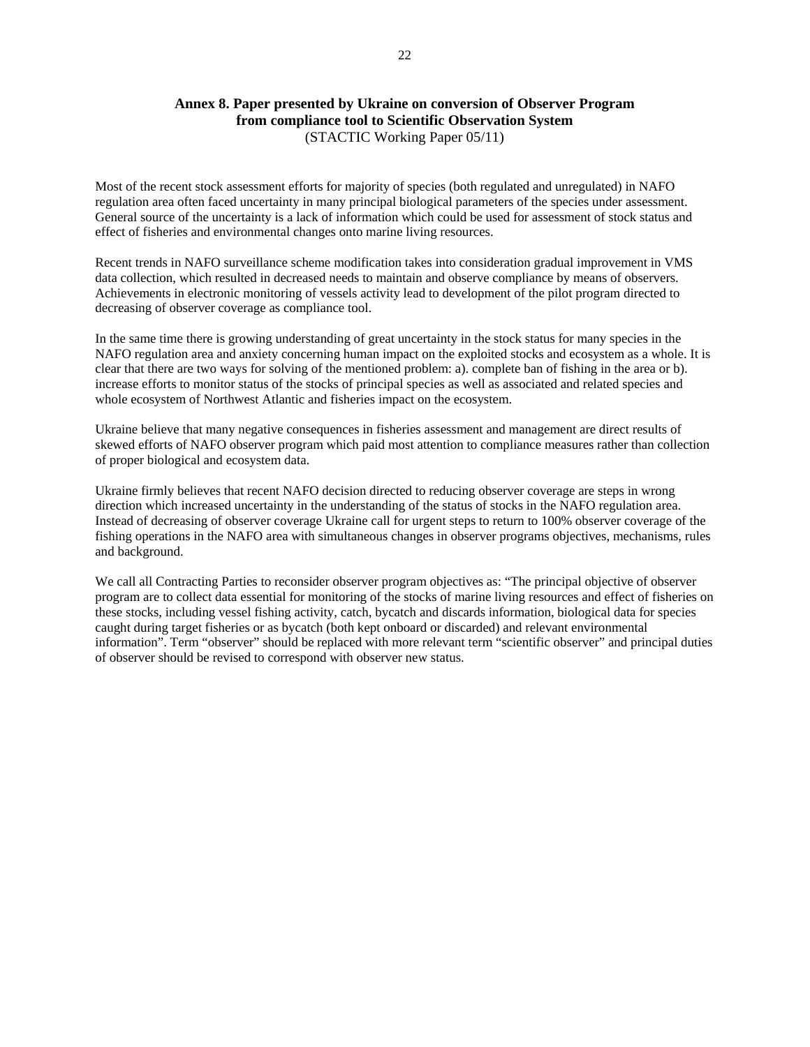## Annex 8. Paper presented by Ukraine on conversion of Observer Program from compliance tool to Scientific Observation System
(STACTIC Working Paper 05/11)

Most of the recent stock assessment efforts for majority of species (both regulated and unregulated) in NAFO regulation area often faced uncertainty in many principal biological parameters of the species under assessment. General source of the uncertainty is a lack of information which could be used for assessment of stock status and effect of fisheries and environmental changes onto marine living resources.

Recent trends in NAFO surveillance scheme modification takes into consideration gradual improvement in VMS data collection, which resulted in decreased needs to maintain and observe compliance by means of observers. Achievements in electronic monitoring of vessels activity lead to development of the pilot program directed to decreasing of observer coverage as compliance tool.

In the same time there is growing understanding of great uncertainty in the stock status for many species in the NAFO regulation area and anxiety concerning human impact on the exploited stocks and ecosystem as a whole. It is clear that there are two ways for solving of the mentioned problem: a). complete ban of fishing in the area or b). increase efforts to monitor status of the stocks of principal species as well as associated and related species and whole ecosystem of Northwest Atlantic and fisheries impact on the ecosystem.

Ukraine believe that many negative consequences in fisheries assessment and management are direct results of skewed efforts of NAFO observer program which paid most attention to compliance measures rather than collection of proper biological and ecosystem data.

Ukraine firmly believes that recent NAFO decision directed to reducing observer coverage are steps in wrong direction which increased uncertainty in the understanding of the status of stocks in the NAFO regulation area. Instead of decreasing of observer coverage Ukraine call for urgent steps to return to 100% observer coverage of the fishing operations in the NAFO area with simultaneous changes in observer programs objectives, mechanisms, rules and background.

We call all Contracting Parties to reconsider observer program objectives as: "The principal objective of observer program are to collect data essential for monitoring of the stocks of marine living resources and effect of fisheries on these stocks, including vessel fishing activity, catch, bycatch and discards information, biological data for species caught during target fisheries or as bycatch (both kept onboard or discarded) and relevant environmental information". Term "observer" should be replaced with more relevant term "scientific observer" and principal duties of observer should be revised to correspond with observer new status.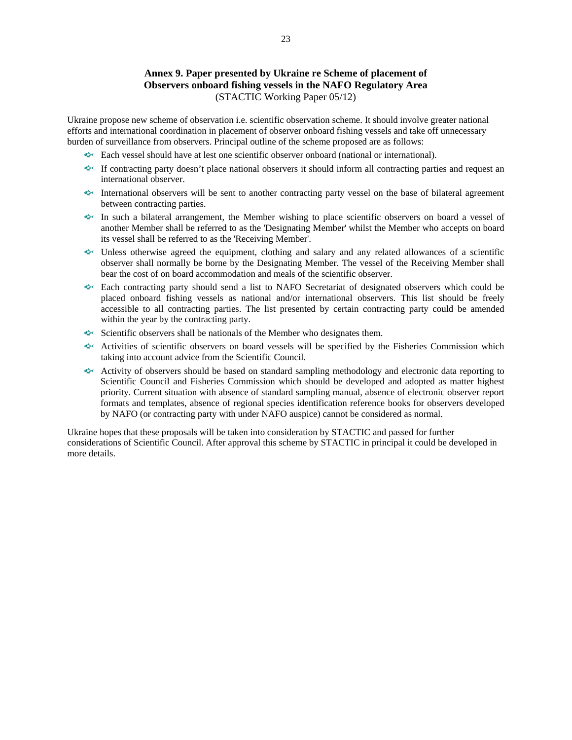## Annex 9. Paper presented by Ukraine re Scheme of placement of Observers onboard fishing vessels in the NAFO Regulatory Area

(STACTIC Working Paper 05/12)

Ukraine propose new scheme of observation i.e. scientific observation scheme. It should involve greater national efforts and international coordination in placement of observer onboard fishing vessels and take off unnecessary burden of surveillance from observers. Principal outline of the scheme proposed are as follows:

- Each vessel should have at lest one scientific observer onboard (national or international).
- If contracting party doesn't place national observers it should inform all contracting parties and request an international observer.
- International observers will be sent to another contracting party vessel on the base of bilateral agreement between contracting parties.
- In such a bilateral arrangement, the Member wishing to place scientific observers on board a vessel of another Member shall be referred to as the 'Designating Member' whilst the Member who accepts on board its vessel shall be referred to as the 'Receiving Member'.
- Unless otherwise agreed the equipment, clothing and salary and any related allowances of a scientific observer shall normally be borne by the Designating Member. The vessel of the Receiving Member shall bear the cost of on board accommodation and meals of the scientific observer.
- Each contracting party should send a list to NAFO Secretariat of designated observers which could be placed onboard fishing vessels as national and/or international observers. This list should be freely accessible to all contracting parties. The list presented by certain contracting party could be amended within the year by the contracting party.
- Scientific observers shall be nationals of the Member who designates them.
- Activities of scientific observers on board vessels will be specified by the Fisheries Commission which taking into account advice from the Scientific Council.
- Activity of observers should be based on standard sampling methodology and electronic data reporting to Scientific Council and Fisheries Commission which should be developed and adopted as matter highest priority. Current situation with absence of standard sampling manual, absence of electronic observer report formats and templates, absence of regional species identification reference books for observers developed by NAFO (or contracting party with under NAFO auspice) cannot be considered as normal.

Ukraine hopes that these proposals will be taken into consideration by STACTIC and passed for further considerations of Scientific Council. After approval this scheme by STACTIC in principal it could be developed in more details.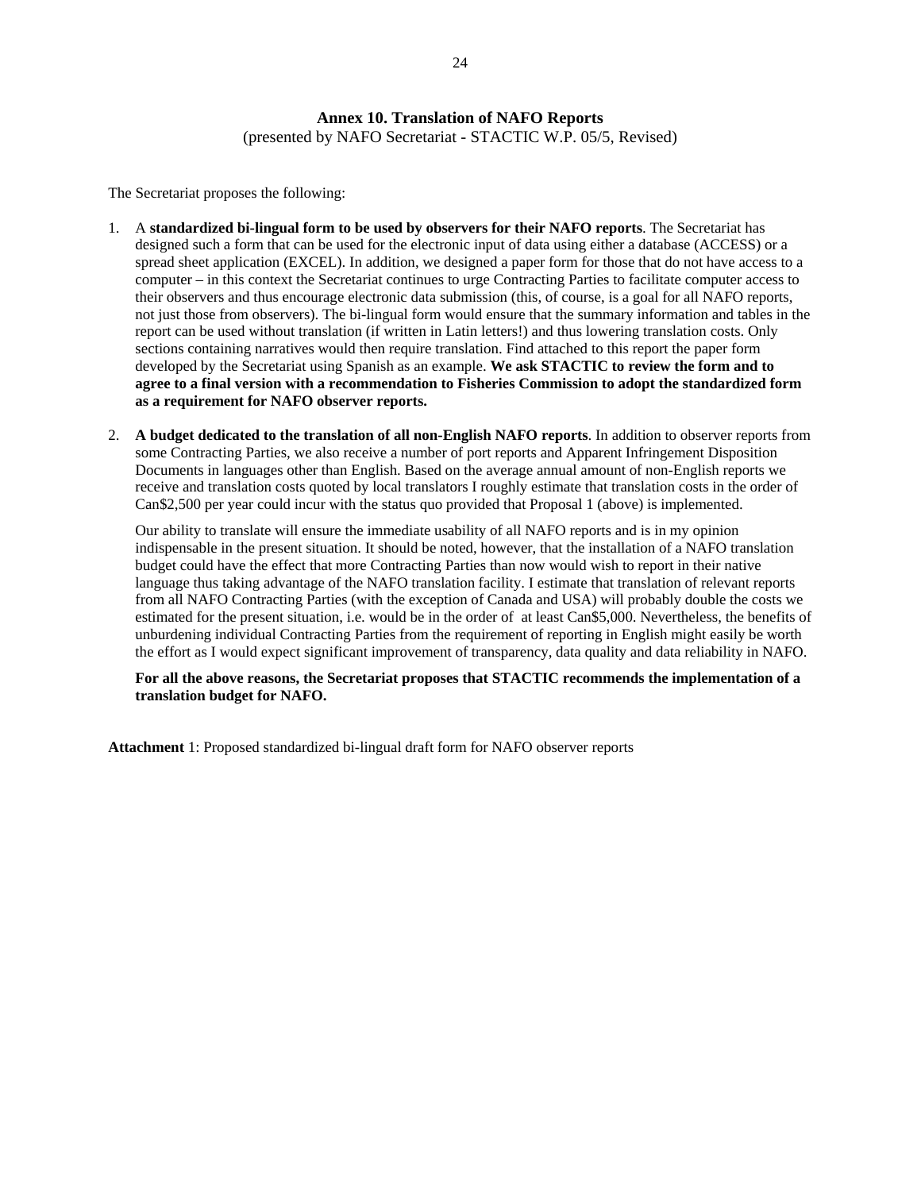## Annex 10. Translation of NAFO Reports

(presented by NAFO Secretariat - STACTIC W.P. 05/5, Revised)

The Secretariat proposes the following:

1. A **standardized bi-lingual form to be used by observers for their NAFO reports**. The Secretariat has designed such a form that can be used for the electronic input of data using either a database (ACCESS) or a spread sheet application (EXCEL). In addition, we designed a paper form for those that do not have access to a computer – in this context the Secretariat continues to urge Contracting Parties to facilitate computer access to their observers and thus encourage electronic data submission (this, of course, is a goal for all NAFO reports, not just those from observers). The bi-lingual form would ensure that the summary information and tables in the report can be used without translation (if written in Latin letters!) and thus lowering translation costs. Only sections containing narratives would then require translation. Find attached to this report the paper form developed by the Secretariat using Spanish as an example. **We ask STACTIC to review the form and to agree to a final version with a recommendation to Fisheries Commission to adopt the standardized form as a requirement for NAFO observer reports.**

2. **A budget dedicated to the translation of all non-English NAFO reports**. In addition to observer reports from some Contracting Parties, we also receive a number of port reports and Apparent Infringement Disposition Documents in languages other than English. Based on the average annual amount of non-English reports we receive and translation costs quoted by local translators I roughly estimate that translation costs in the order of Can$2,500 per year could incur with the status quo provided that Proposal 1 (above) is implemented.

   Our ability to translate will ensure the immediate usability of all NAFO reports and is in my opinion indispensable in the present situation. It should be noted, however, that the installation of a NAFO translation budget could have the effect that more Contracting Parties than now would wish to report in their native language thus taking advantage of the NAFO translation facility. I estimate that translation of relevant reports from all NAFO Contracting Parties (with the exception of Canada and USA) will probably double the costs we estimated for the present situation, i.e. would be in the order of at least Can$5,000. Nevertheless, the benefits of unburdening individual Contracting Parties from the requirement of reporting in English might easily be worth the effort as I would expect significant improvement of transparency, data quality and data reliability in NAFO.

   **For all the above reasons, the Secretariat proposes that STACTIC recommends the implementation of a translation budget for NAFO.**

**Attachment** 1: Proposed standardized bi-lingual draft form for NAFO observer reports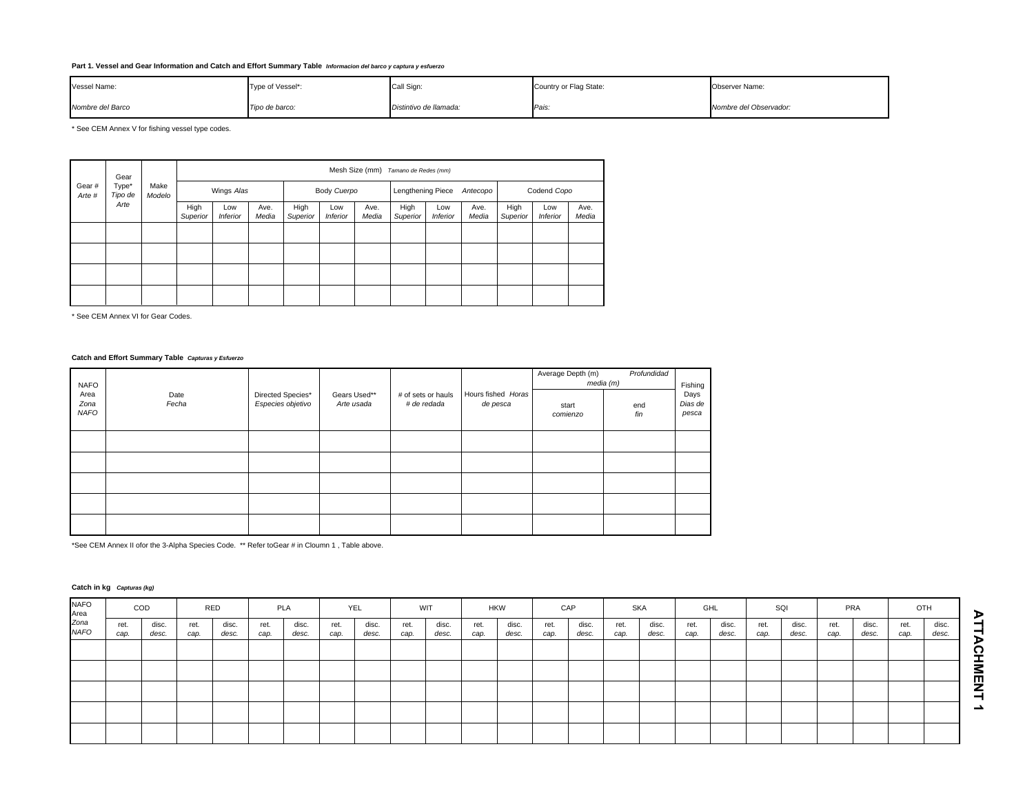**Part 1. Vessel and Gear Information and Catch and Effort Summary Table** *Informacion del barco y captura y esfuerzo*

| Vessel Name: | Type of Vessel*: | Call Sign: | Country or Flag State: | Observer Name: |
|---|---|---|---|---|
| *Nombre del Barco* | *Tipo de barco:* | *Distintivo de llamada:* | *Pais:* | *Nombre del Observador:* |

\* See CEM Annex V for fishing vessel type codes.

| Gear # *Arte #* | Gear Type* *Tipo de Arte* | Make *Modelo* | Mesh Size (mm) *Tamano de Redes (mm)* | | | | | | | | | | | |
|---|---|---|---|---|---|---|---|---|---|---|---|---|---|---|
| | | | Wings *Alas* | | | Body *Cuerpo* | | | Lengthening Piece *Antecopo* | | | Codend *Copo* | | |
| | | | High *Superior* | Low *Inferior* | Ave. *Media* | High *Superior* | Low *Inferior* | Ave. *Media* | High *Superior* | Low *Inferior* | Ave. *Media* | High *Superior* | Low *Inferior* | Ave. *Media* |
| | | | | | | | | | | | | | | |
| | | | | | | | | | | | | | | |
| | | | | | | | | | | | | | | |
| | | | | | | | | | | | | | | |

\* See CEM Annex VI for Gear Codes.

**Catch and Effort Summary Table** *Capturas y Esfuerzo*

| NAFO Area *Zona NAFO* | Date *Fecha* | Directed Species* *Especies objetivo* | Gears Used** *Arte usada* | # of sets or hauls *# de redada* | Hours fished *Horas de pesca* | Average Depth (m) *Profundidad media (m)* | | Fishing Days *Dias de pesca* |
|---|---|---|---|---|---|---|---|---|
| | | | | | | start *comienzo* | end *fin* | |
| | | | | | | | | |
| | | | | | | | | |
| | | | | | | | | |
| | | | | | | | | |
| | | | | | | | | |

\*See CEM Annex II ofor the 3-Alpha Species Code. ** Refer toGear # in Cloumn 1 , Table above.

**Catch in kg** *Capturas (kg)*

| NAFO Area *Zona NAFO* | COD | | RED | | PLA | | YEL | | WIT | | HKW | | CAP | | SKA | | GHL | | SQI | | PRA | | OTH | |
|---|---|---|---|---|---|---|---|---|---|---|---|---|---|---|---|---|---|---|---|---|---|---|---|---|
| | ret. *cap.* | disc. *desc.* | ret. *cap.* | disc. *desc.* | ret. *cap.* | disc. *desc.* | ret. *cap.* | disc. *desc.* | ret. *cap.* | disc. *desc.* | ret. *cap.* | disc. *desc.* | ret. *cap.* | disc. *desc.* | ret. *cap.* | disc. *desc.* | ret. *cap.* | disc. *desc.* | ret. *cap.* | disc. *desc.* | ret. *cap.* | disc. *desc.* | ret. *cap.* | disc. *desc.* |
| | | | | | | | | | | | | | | | | | | | | | | | | |
| | | | | | | | | | | | | | | | | | | | | | | | | |
| | | | | | | | | | | | | | | | | | | | | | | | | |
| | | | | | | | | | | | | | | | | | | | | | | | | |
| | | | | | | | | | | | | | | | | | | | | | | | | |

**ATTACHMENT 1**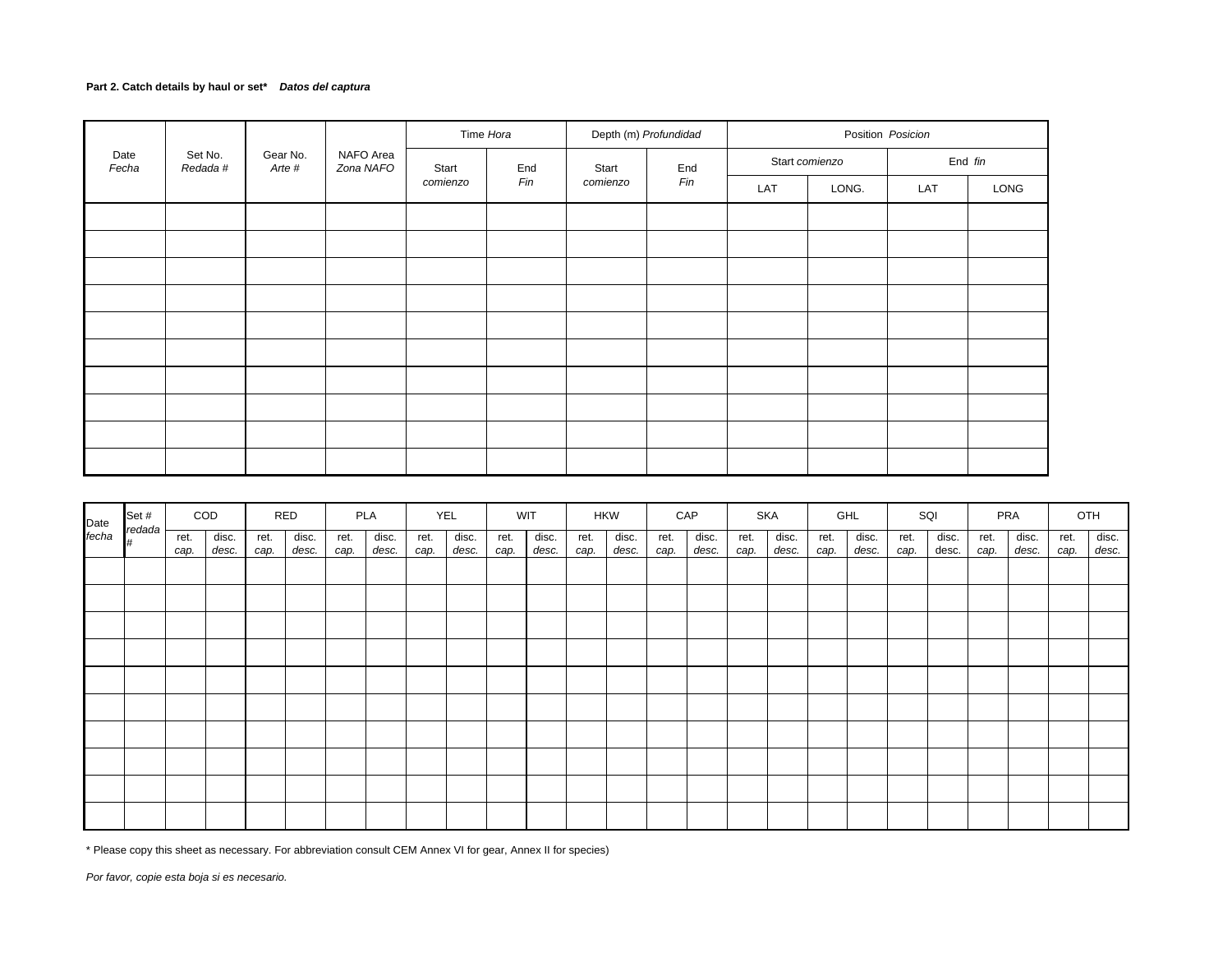**Part 2. Catch details by haul or set\*** ***Datos del captura***

| Date *Fecha* | Set No. *Redada #* | Gear No. *Arte #* | NAFO Area *Zona NAFO* | Time *Hora* | | Depth (m) *Profundidad* | | Position *Posicion* | | | |
|---|---|---|---|---|---|---|---|---|---|---|---|
| | | | | Start *comienzo* | End *Fin* | Start *comienzo* | End *Fin* | Start *comienzo* | | End *fin* | |
| | | | | | | | | LAT | LONG. | LAT | LONG |
| | | | | | | | | | | | |
| | | | | | | | | | | | |
| | | | | | | | | | | | |
| | | | | | | | | | | | |
| | | | | | | | | | | | |
| | | | | | | | | | | | |
| | | | | | | | | | | | |
| | | | | | | | | | | | |
| | | | | | | | | | | | |
| | | | | | | | | | | | |

| Date *fecha* | Set # *redada #* | COD | | RED | | PLA | | YEL | | WIT | | HKW | | CAP | | SKA | | GHL | | SQI | | PRA | | OTH | |
|---|---|---|---|---|---|---|---|---|---|---|---|---|---|---|---|---|---|---|---|---|---|---|---|---|---|
| | | ret. *cap.* | disc. *desc.* | ret. *cap.* | disc. *desc.* | ret. *cap.* | disc. *desc.* | ret. *cap.* | disc. *desc.* | ret. *cap.* | disc. *desc.* | ret. *cap.* | disc. *desc.* | ret. *cap.* | disc. *desc.* | ret. *cap.* | disc. *desc.* | ret. *cap.* | disc. *desc.* | ret. *cap.* | disc. desc. | ret. *cap.* | disc. *desc.* | ret. *cap.* | disc. *desc.* |
| | | | | | | | | | | | | | | | | | | | | | | | | | |
| | | | | | | | | | | | | | | | | | | | | | | | | | |
| | | | | | | | | | | | | | | | | | | | | | | | | | |
| | | | | | | | | | | | | | | | | | | | | | | | | | |
| | | | | | | | | | | | | | | | | | | | | | | | | | |
| | | | | | | | | | | | | | | | | | | | | | | | | | |
| | | | | | | | | | | | | | | | | | | | | | | | | | |
| | | | | | | | | | | | | | | | | | | | | | | | | | |
| | | | | | | | | | | | | | | | | | | | | | | | | | |
| | | | | | | | | | | | | | | | | | | | | | | | | | |

\* Please copy this sheet as necessary. For abbreviation consult CEM Annex VI for gear, Annex II for species)

*Por favor, copie esta boja si es necesario.*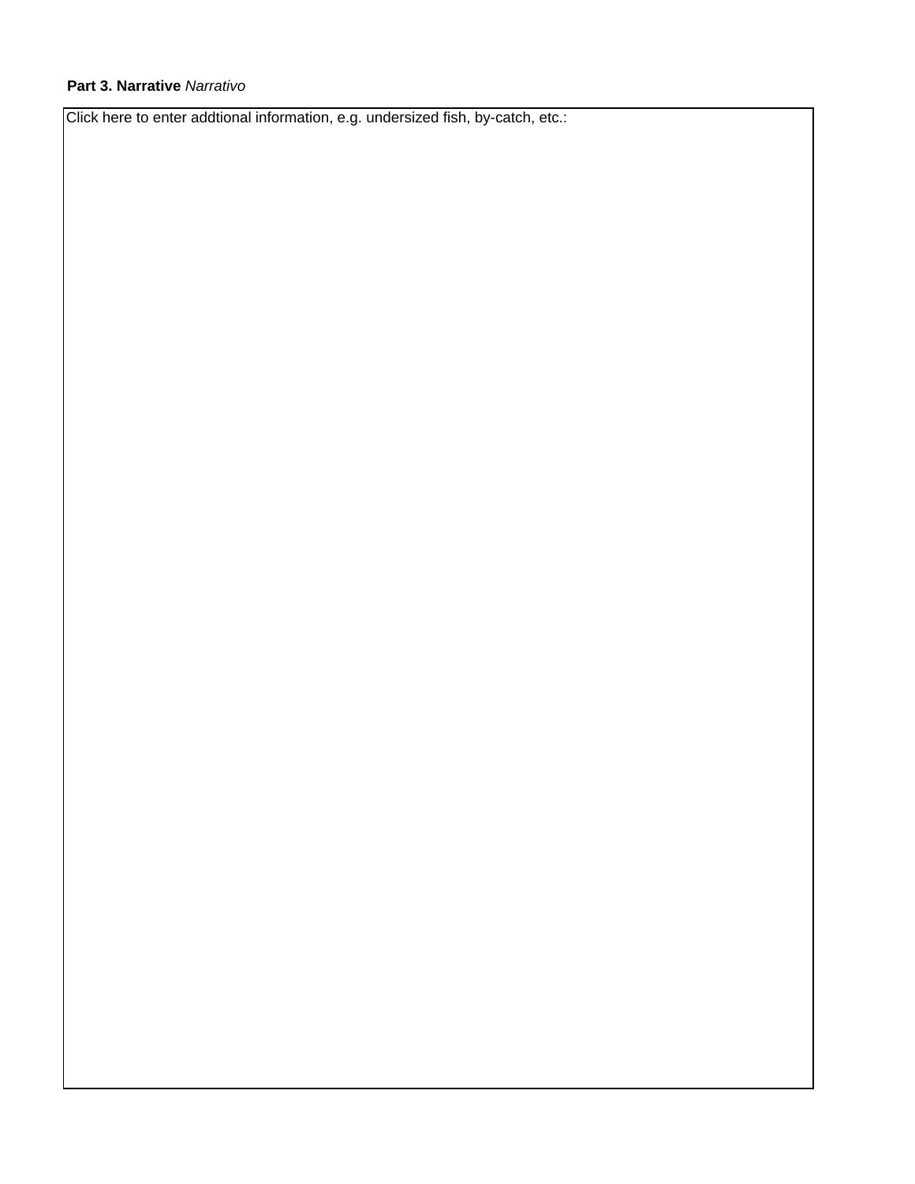**Part 3. Narrative** *Narrativo*

| |
|---|
| Click here to enter addtional information, e.g. undersized fish, by-catch, etc.: |